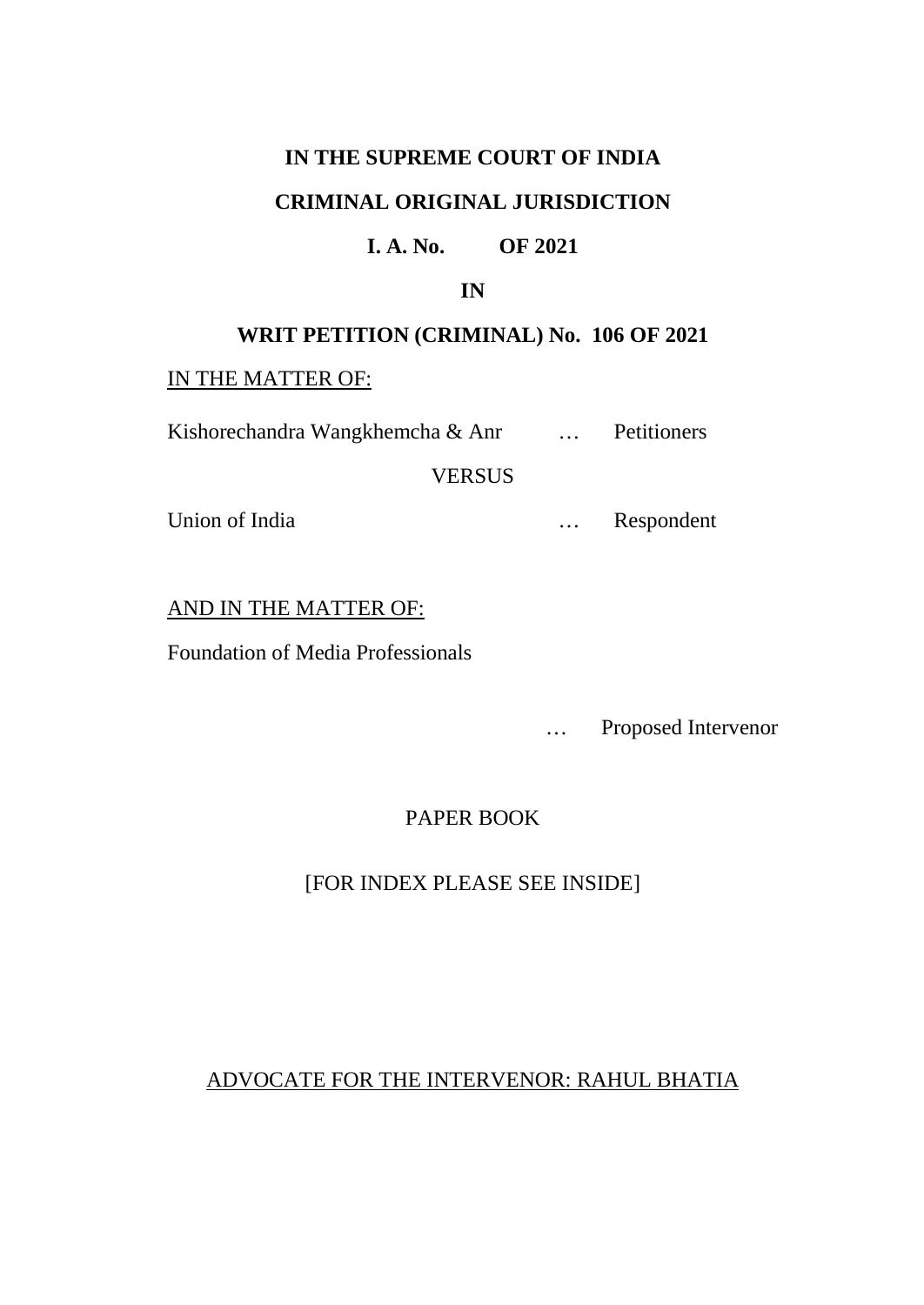**IN THE SUPREME COURT OF INDIA**

**CRIMINAL ORIGINAL JURISDICTION**

**I. A. No. OF 2021**

**IN**

**WRIT PETITION (CRIMINAL) No. 106 OF 2021**

<u>IN THE MATTER OF:</u>

Kishorechandra Wangkhemcha & Anr … Petitioners

VERSUS

Union of India … Respondent

<u>AND IN THE MATTER OF:</u>

Foundation of Media Professionals

… Proposed Intervenor

PAPER BOOK

[FOR INDEX PLEASE SEE INSIDE]

<u>ADVOCATE FOR THE INTERVENOR: RAHUL BHATIA</u>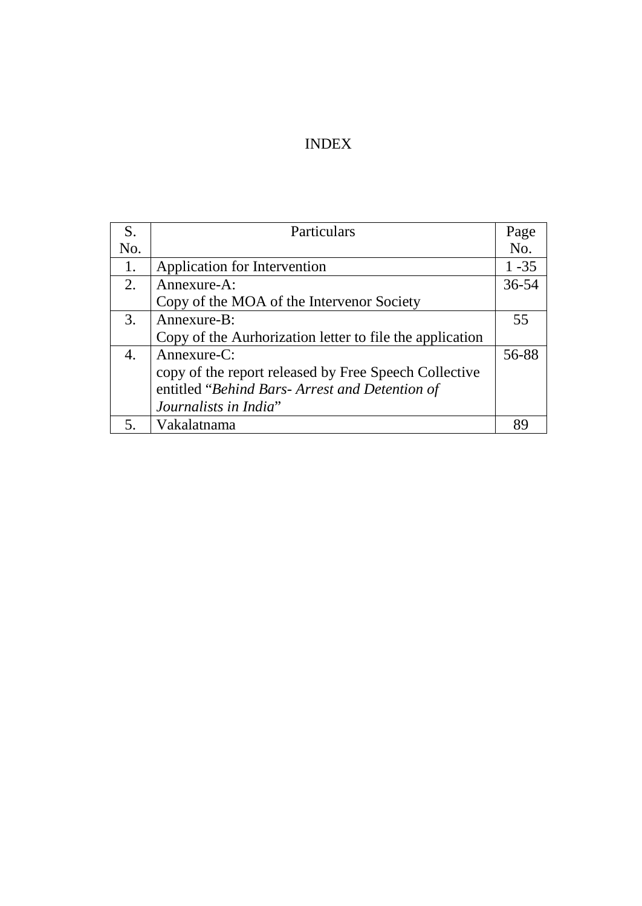# INDEX

| S. No. | Particulars | Page No. |
|---|---|---|
| 1. | Application for Intervention | 1 -35 |
| 2. | Annexure-A:<br>Copy of the MOA of the Intervenor Society | 36-54 |
| 3. | Annexure-B:<br>Copy of the Aurhorization letter to file the application | 55 |
| 4. | Annexure-C:<br>copy of the report released by Free Speech Collective entitled "*Behind Bars- Arrest and Detention of Journalists in India*" | 56-88 |
| 5. | Vakalatnama | 89 |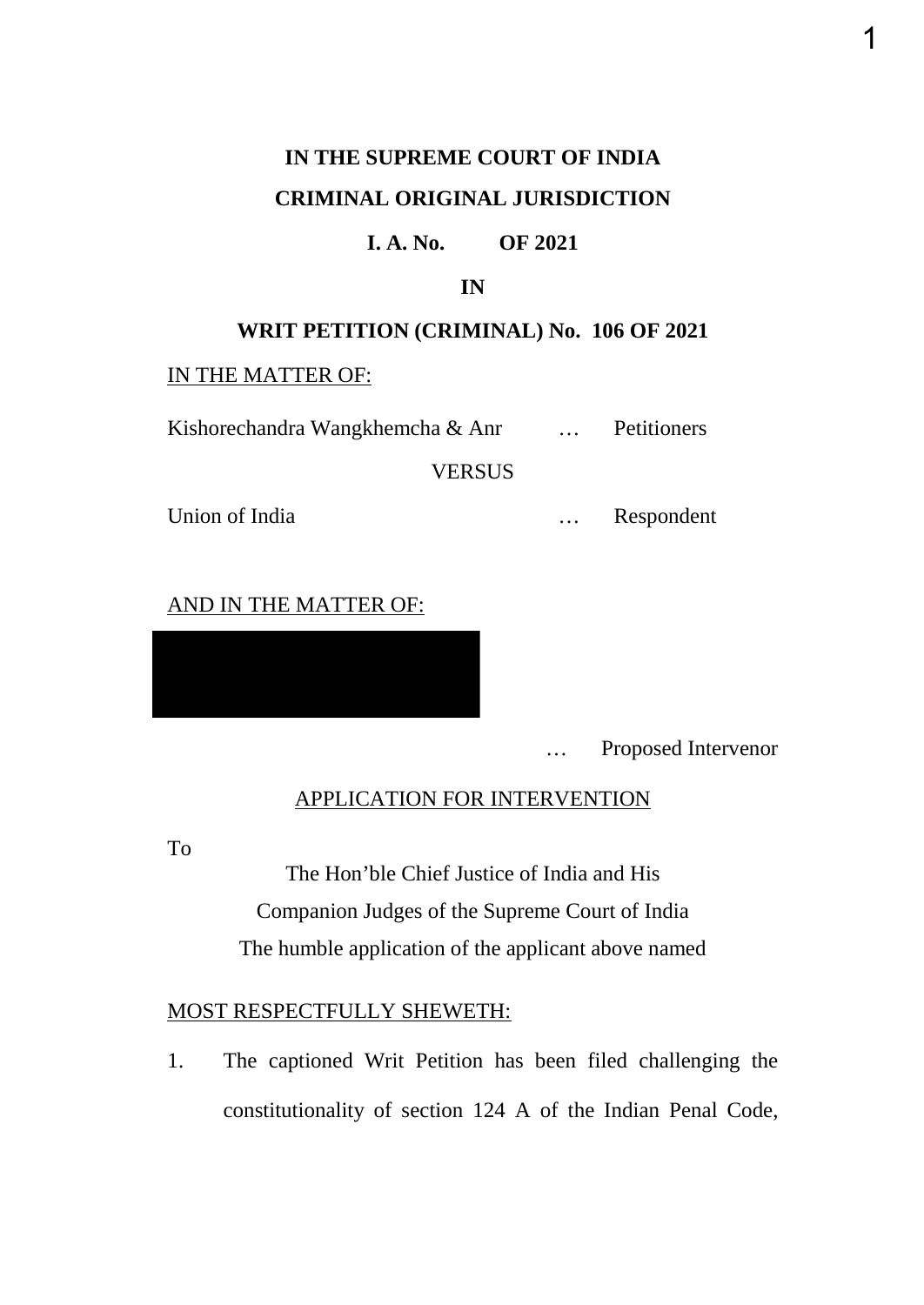**IN THE SUPREME COURT OF INDIA**

**CRIMINAL ORIGINAL JURISDICTION**

**I. A. No. OF 2021**

**IN**

**WRIT PETITION (CRIMINAL) No. 106 OF 2021**

IN THE MATTER OF:

Kishorechandra Wangkhemcha & Anr … Petitioners

VERSUS

Union of India … Respondent

AND IN THE MATTER OF:

… Proposed Intervenor

APPLICATION FOR INTERVENTION

To

The Hon'ble Chief Justice of India and His
Companion Judges of the Supreme Court of India
The humble application of the applicant above named

MOST RESPECTFULLY SHEWETH:

1. The captioned Writ Petition has been filed challenging the constitutionality of section 124 A of the Indian Penal Code,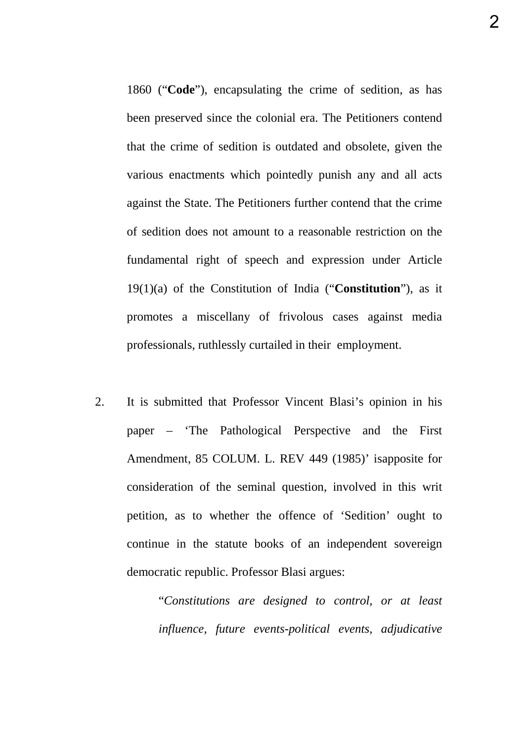1860 ("**Code**"), encapsulating the crime of sedition, as has been preserved since the colonial era. The Petitioners contend that the crime of sedition is outdated and obsolete, given the various enactments which pointedly punish any and all acts against the State. The Petitioners further contend that the crime of sedition does not amount to a reasonable restriction on the fundamental right of speech and expression under Article 19(1)(a) of the Constitution of India ("**Constitution**"), as it promotes a miscellany of frivolous cases against media professionals, ruthlessly curtailed in their employment.

2. It is submitted that Professor Vincent Blasi's opinion in his paper – 'The Pathological Perspective and the First Amendment, 85 COLUM. L. REV 449 (1985)' isapposite for consideration of the seminal question, involved in this writ petition, as to whether the offence of 'Sedition' ought to continue in the statute books of an independent sovereign democratic republic. Professor Blasi argues:

> "*Constitutions are designed to control, or at least influence, future events-political events, adjudicative*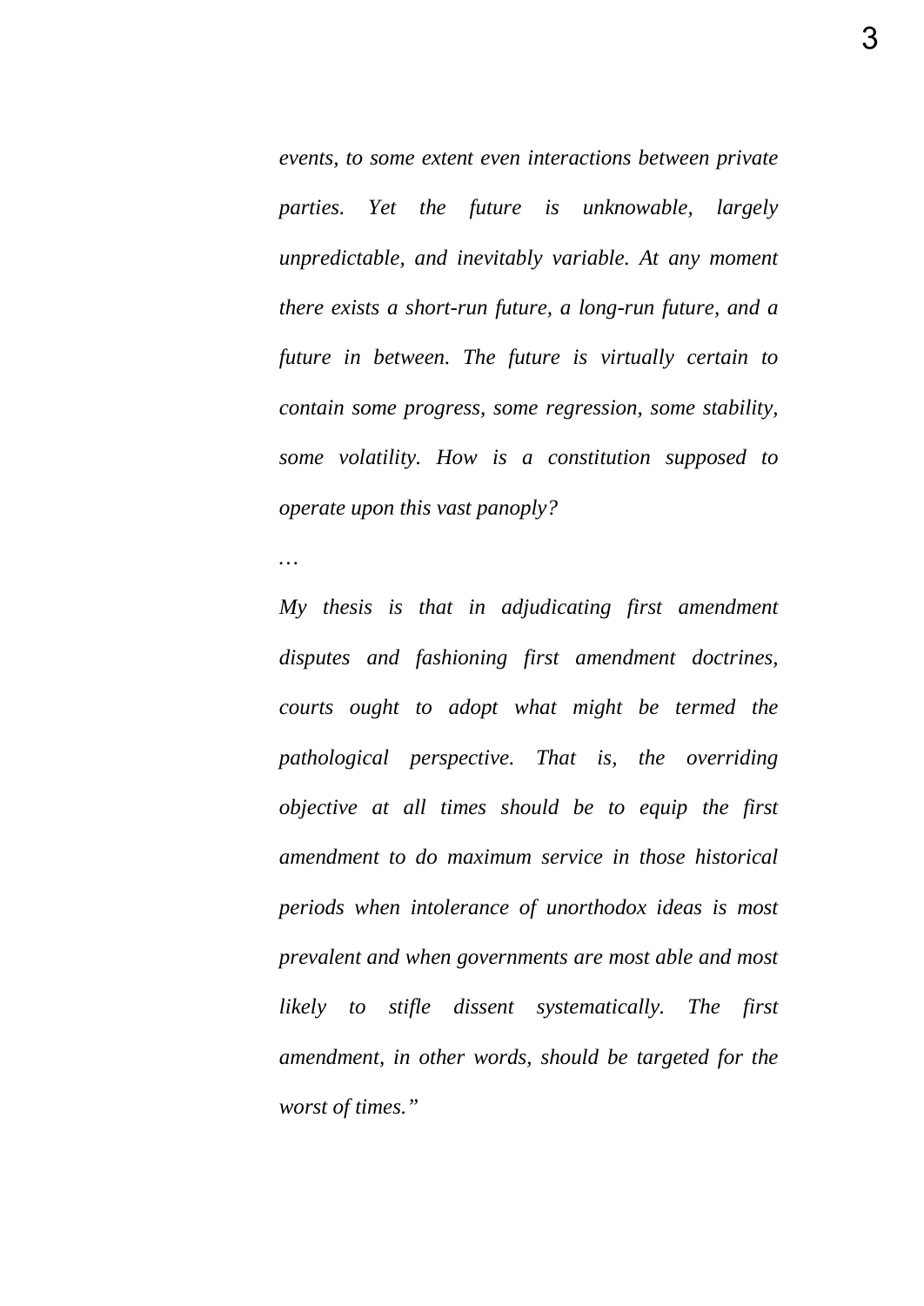*events, to some extent even interactions between private parties. Yet the future is unknowable, largely unpredictable, and inevitably variable. At any moment there exists a short-run future, a long-run future, and a future in between. The future is virtually certain to contain some progress, some regression, some stability, some volatility. How is a constitution supposed to operate upon this vast panoply?*

*…*

*My thesis is that in adjudicating first amendment disputes and fashioning first amendment doctrines, courts ought to adopt what might be termed the pathological perspective. That is, the overriding objective at all times should be to equip the first amendment to do maximum service in those historical periods when intolerance of unorthodox ideas is most prevalent and when governments are most able and most likely to stifle dissent systematically. The first amendment, in other words, should be targeted for the worst of times."*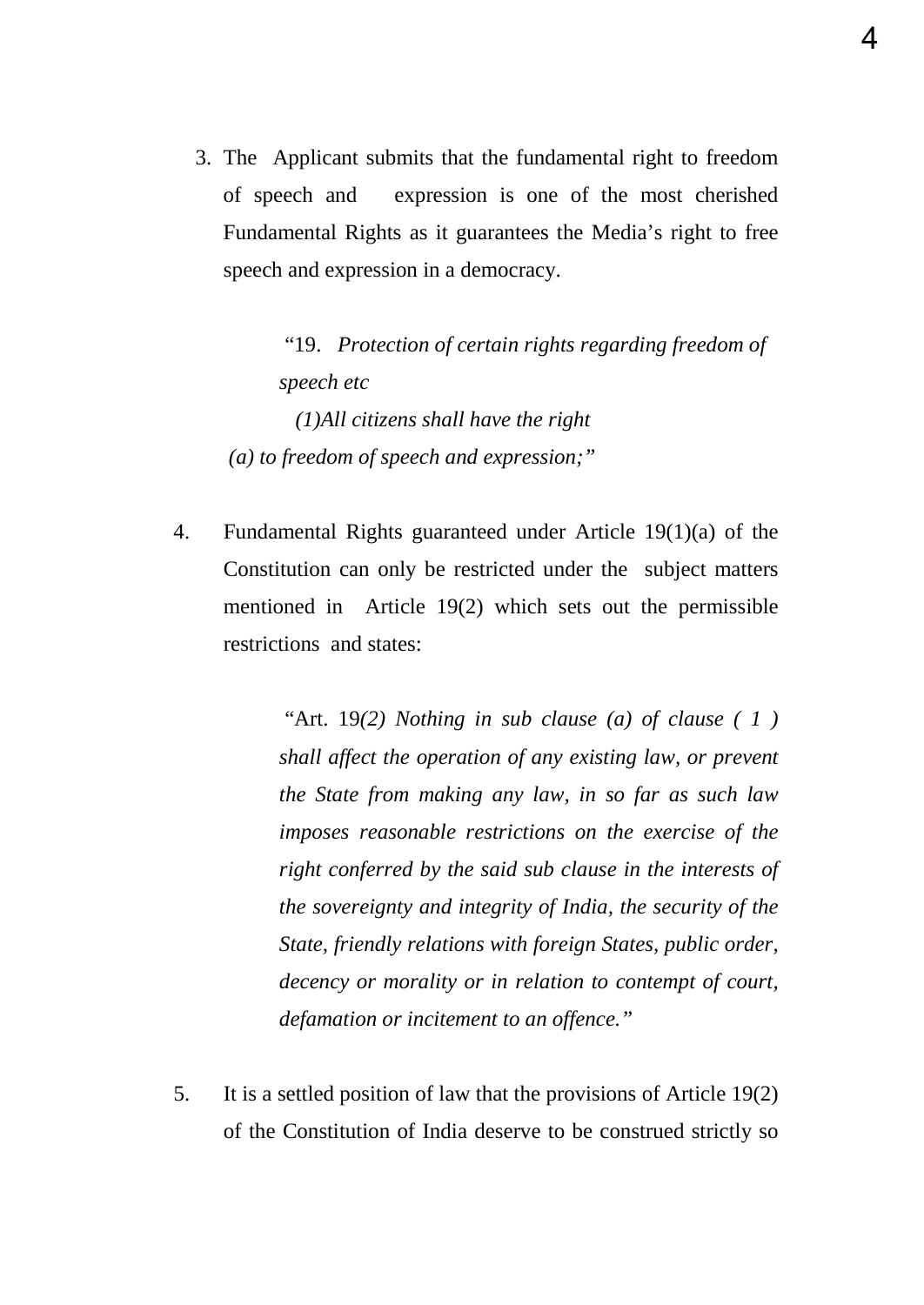3. The Applicant submits that the fundamental right to freedom of speech and expression is one of the most cherished Fundamental Rights as it guarantees the Media's right to free speech and expression in a democracy.

> "19. *Protection of certain rights regarding freedom of speech etc*
>
> *(1)All citizens shall have the right*
>
> *(a) to freedom of speech and expression;"*

4. Fundamental Rights guaranteed under Article 19(1)(a) of the Constitution can only be restricted under the subject matters mentioned in Article 19(2) which sets out the permissible restrictions and states:

> "Art. 19*(2) Nothing in sub clause (a) of clause ( 1 ) shall affect the operation of any existing law, or prevent the State from making any law, in so far as such law imposes reasonable restrictions on the exercise of the right conferred by the said sub clause in the interests of the sovereignty and integrity of India, the security of the State, friendly relations with foreign States, public order, decency or morality or in relation to contempt of court, defamation or incitement to an offence."*

5. It is a settled position of law that the provisions of Article 19(2) of the Constitution of India deserve to be construed strictly so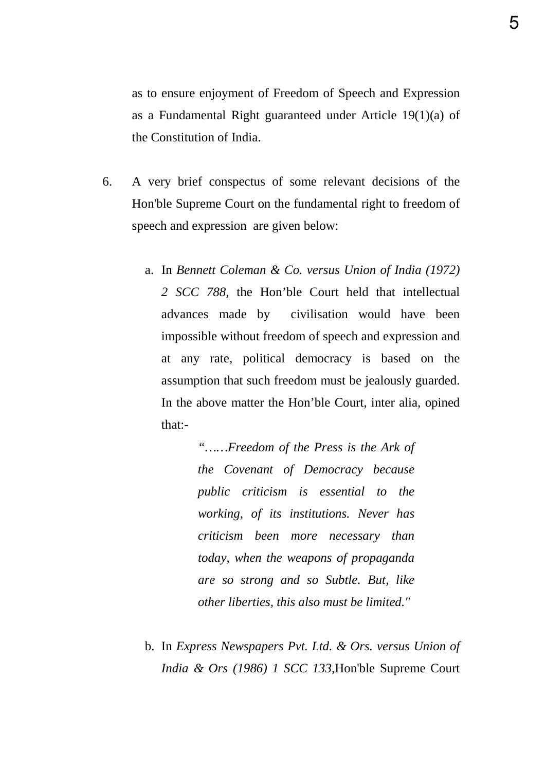as to ensure enjoyment of Freedom of Speech and Expression as a Fundamental Right guaranteed under Article 19(1)(a) of the Constitution of India.

6. A very brief conspectus of some relevant decisions of the Hon'ble Supreme Court on the fundamental right to freedom of speech and expression are given below:

   a. In *Bennett Coleman & Co. versus Union of India (1972) 2 SCC 788,* the Hon'ble Court held that intellectual advances made by civilisation would have been impossible without freedom of speech and expression and at any rate, political democracy is based on the assumption that such freedom must be jealously guarded. In the above matter the Hon'ble Court, inter alia, opined that:-

      > *"……Freedom of the Press is the Ark of the Covenant of Democracy because public criticism is essential to the working, of its institutions. Never has criticism been more necessary than today, when the weapons of propaganda are so strong and so Subtle. But, like other liberties, this also must be limited."*

   b. In *Express Newspapers Pvt. Ltd. & Ors. versus Union of India & Ors (1986) 1 SCC 133,*Hon'ble Supreme Court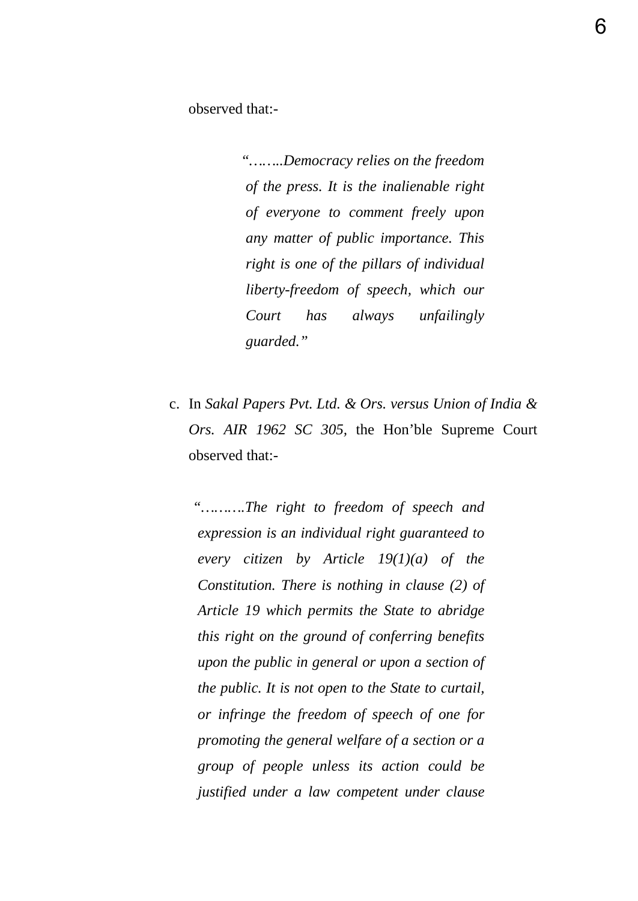observed that:-

> *"……..Democracy relies on the freedom of the press. It is the inalienable right of everyone to comment freely upon any matter of public importance. This right is one of the pillars of individual liberty-freedom of speech, which our Court has always unfailingly guarded."*

c. In *Sakal Papers Pvt. Ltd. & Ors. versus Union of India & Ors. AIR 1962 SC 305*, the Hon'ble Supreme Court observed that:-

> *"……….The right to freedom of speech and expression is an individual right guaranteed to every citizen by Article 19(1)(a) of the Constitution. There is nothing in clause (2) of Article 19 which permits the State to abridge this right on the ground of conferring benefits upon the public in general or upon a section of the public. It is not open to the State to curtail, or infringe the freedom of speech of one for promoting the general welfare of a section or a group of people unless its action could be justified under a law competent under clause*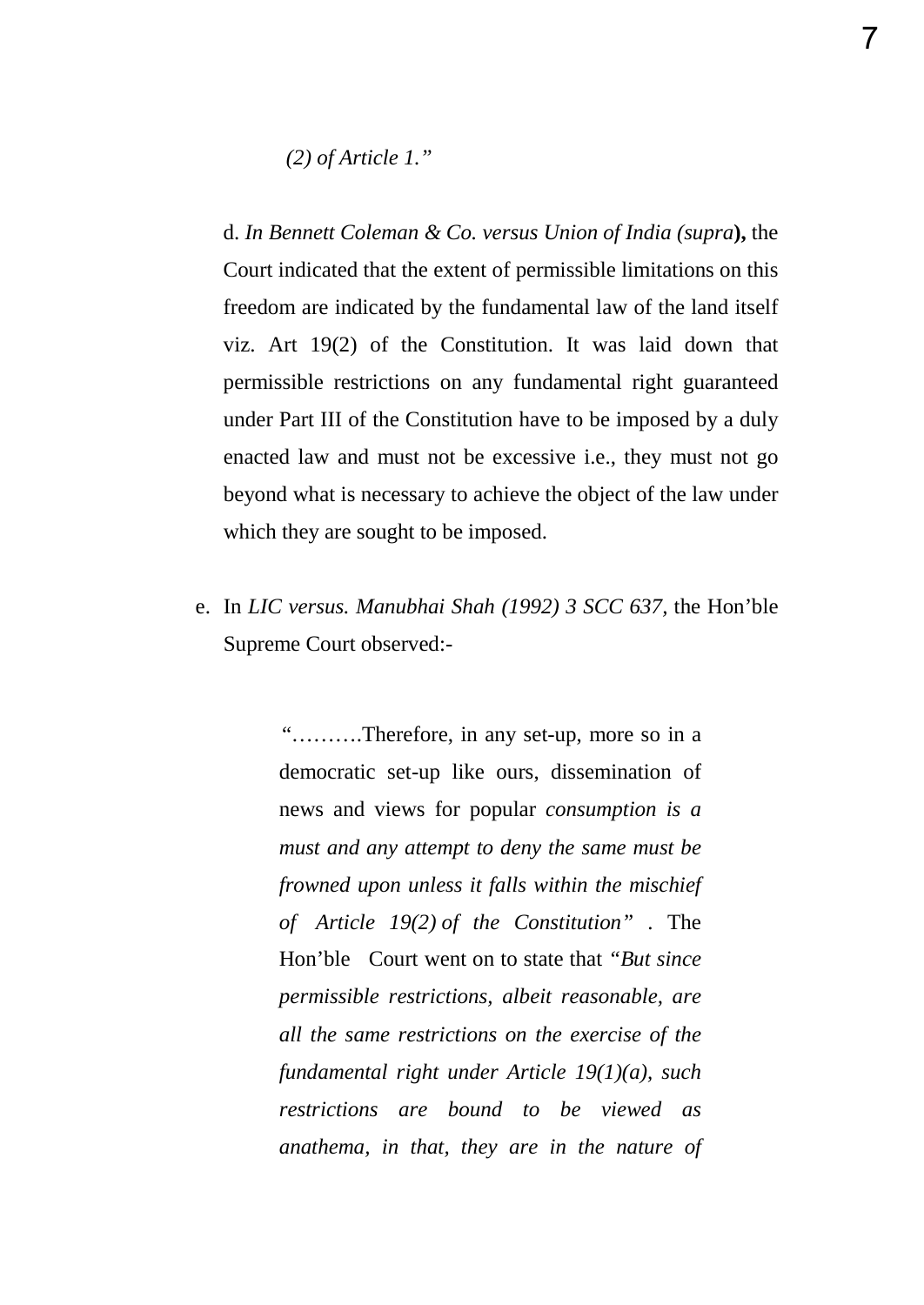*(2) of Article 1."*

d. *In Bennett Coleman & Co. versus Union of India (supra***),** the Court indicated that the extent of permissible limitations on this freedom are indicated by the fundamental law of the land itself viz. Art 19(2) of the Constitution. It was laid down that permissible restrictions on any fundamental right guaranteed under Part III of the Constitution have to be imposed by a duly enacted law and must not be excessive i.e., they must not go beyond what is necessary to achieve the object of the law under which they are sought to be imposed.

e. In *LIC versus. Manubhai Shah (1992) 3 SCC 637,* the Hon'ble Supreme Court observed:-

> "……….Therefore, in any set-up, more so in a democratic set-up like ours, dissemination of news and views for popular *consumption is a must and any attempt to deny the same must be frowned upon unless it falls within the mischief of Article 19(2) of the Constitution"* . The Hon'ble Court went on to state that *"But since permissible restrictions, albeit reasonable, are all the same restrictions on the exercise of the fundamental right under Article 19(1)(a), such restrictions are bound to be viewed as anathema, in that, they are in the nature of*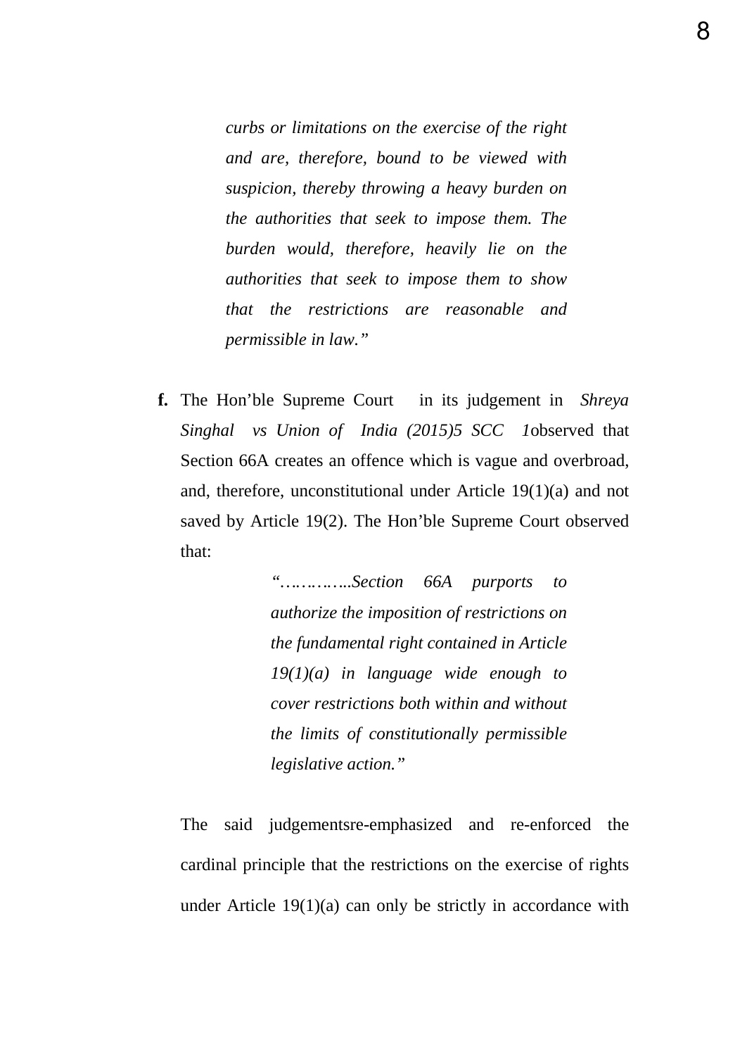> *curbs or limitations on the exercise of the right and are, therefore, bound to be viewed with suspicion, thereby throwing a heavy burden on the authorities that seek to impose them. The burden would, therefore, heavily lie on the authorities that seek to impose them to show that the restrictions are reasonable and permissible in law."*

**f.** The Hon'ble Supreme Court in its judgement in *Shreya Singhal vs Union of India (2015)5 SCC 1*observed that Section 66A creates an offence which is vague and overbroad, and, therefore, unconstitutional under Article 19(1)(a) and not saved by Article 19(2). The Hon'ble Supreme Court observed that:

> *"…………..Section 66A purports to authorize the imposition of restrictions on the fundamental right contained in Article 19(1)(a) in language wide enough to cover restrictions both within and without the limits of constitutionally permissible legislative action."*

The said judgementsre-emphasized and re-enforced the cardinal principle that the restrictions on the exercise of rights under Article 19(1)(a) can only be strictly in accordance with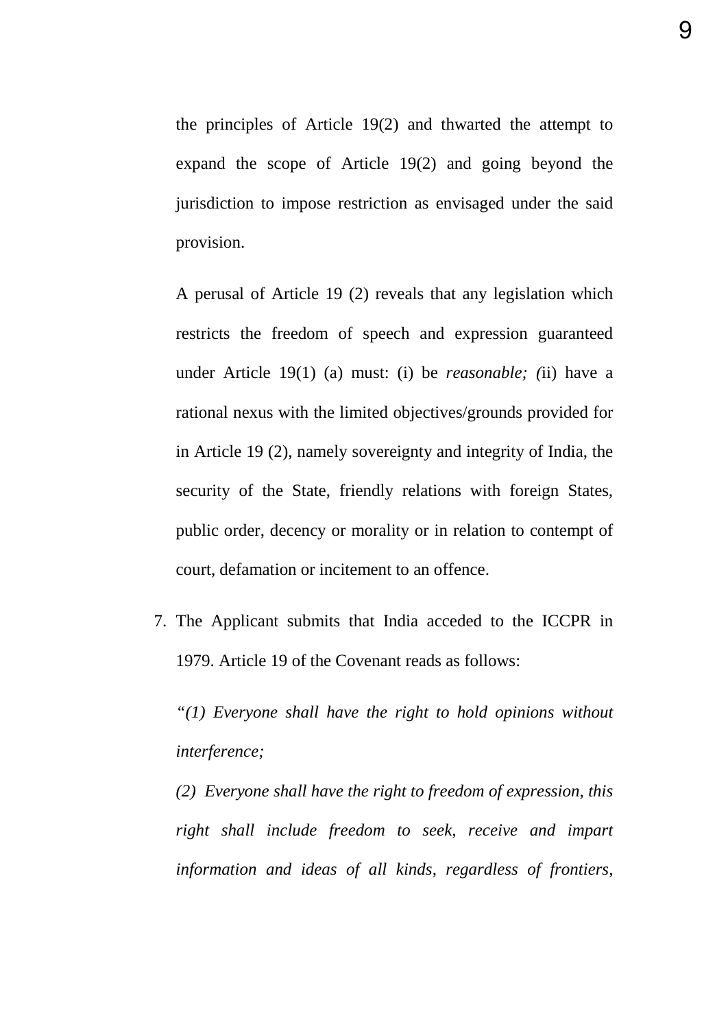the principles of Article 19(2) and thwarted the attempt to expand the scope of Article 19(2) and going beyond the jurisdiction to impose restriction as envisaged under the said provision.

A perusal of Article 19 (2) reveals that any legislation which restricts the freedom of speech and expression guaranteed under Article 19(1) (a) must: (i) be *reasonable; (*ii) have a rational nexus with the limited objectives/grounds provided for in Article 19 (2), namely sovereignty and integrity of India, the security of the State, friendly relations with foreign States, public order, decency or morality or in relation to contempt of court, defamation or incitement to an offence.

7. The Applicant submits that India acceded to the ICCPR in 1979. Article 19 of the Covenant reads as follows:

   *"(1) Everyone shall have the right to hold opinions without interference;*

   *(2) Everyone shall have the right to freedom of expression, this right shall include freedom to seek, receive and impart information and ideas of all kinds, regardless of frontiers,*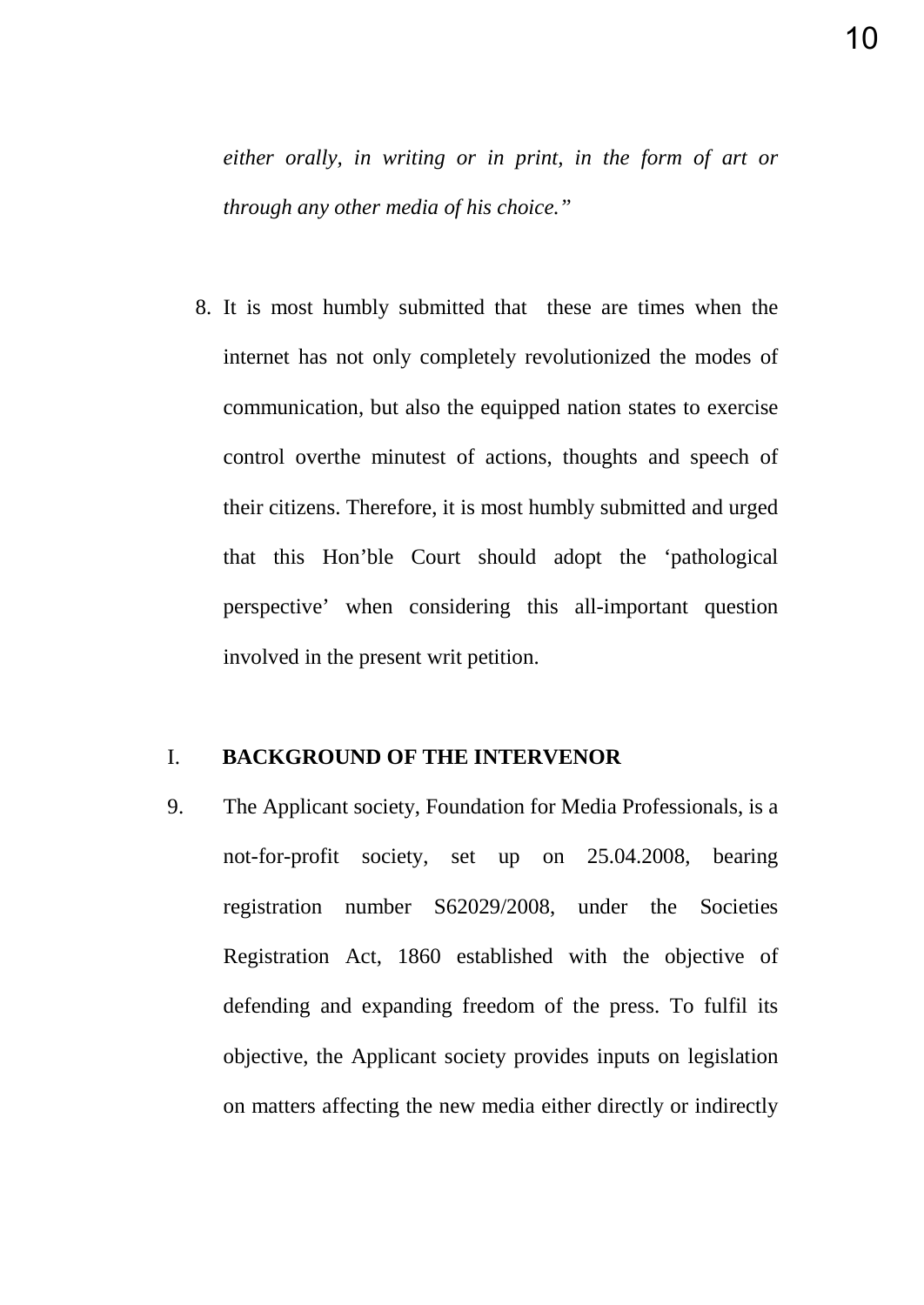*either orally, in writing or in print, in the form of art or through any other media of his choice."*

8. It is most humbly submitted that these are times when the internet has not only completely revolutionized the modes of communication, but also the equipped nation states to exercise control overthe minutest of actions, thoughts and speech of their citizens. Therefore, it is most humbly submitted and urged that this Hon'ble Court should adopt the 'pathological perspective' when considering this all-important question involved in the present writ petition.

## I. BACKGROUND OF THE INTERVENOR

9. The Applicant society, Foundation for Media Professionals, is a not-for-profit society, set up on 25.04.2008, bearing registration number S62029/2008, under the Societies Registration Act, 1860 established with the objective of defending and expanding freedom of the press. To fulfil its objective, the Applicant society provides inputs on legislation on matters affecting the new media either directly or indirectly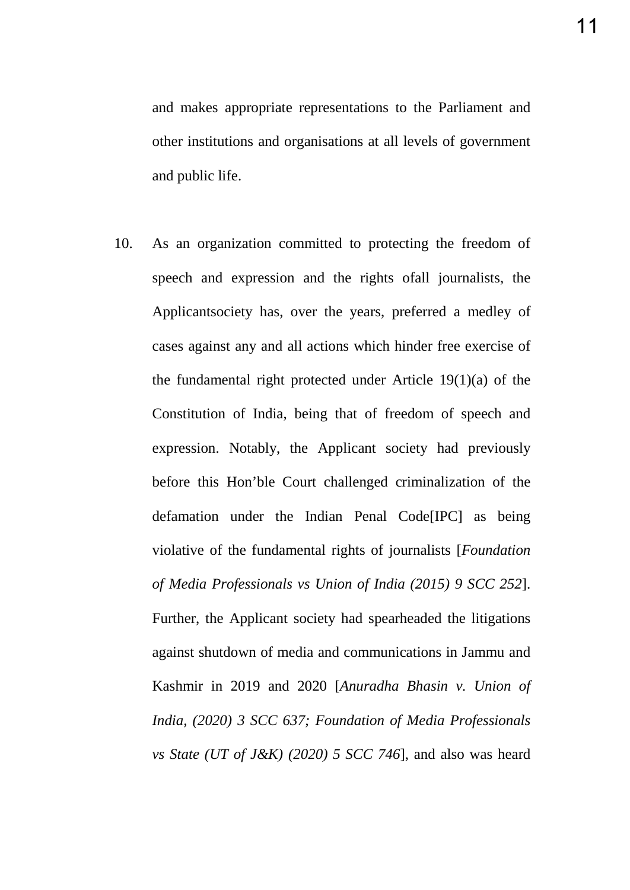and makes appropriate representations to the Parliament and other institutions and organisations at all levels of government and public life.

10. As an organization committed to protecting the freedom of speech and expression and the rights ofall journalists, the Applicantsociety has, over the years, preferred a medley of cases against any and all actions which hinder free exercise of the fundamental right protected under Article 19(1)(a) of the Constitution of India, being that of freedom of speech and expression. Notably, the Applicant society had previously before this Hon'ble Court challenged criminalization of the defamation under the Indian Penal Code[IPC] as being violative of the fundamental rights of journalists [*Foundation of Media Professionals vs Union of India (2015) 9 SCC 252*]. Further, the Applicant society had spearheaded the litigations against shutdown of media and communications in Jammu and Kashmir in 2019 and 2020 [*Anuradha Bhasin v. Union of India, (2020) 3 SCC 637; Foundation of Media Professionals vs State (UT of J&K) (2020) 5 SCC 746*], and also was heard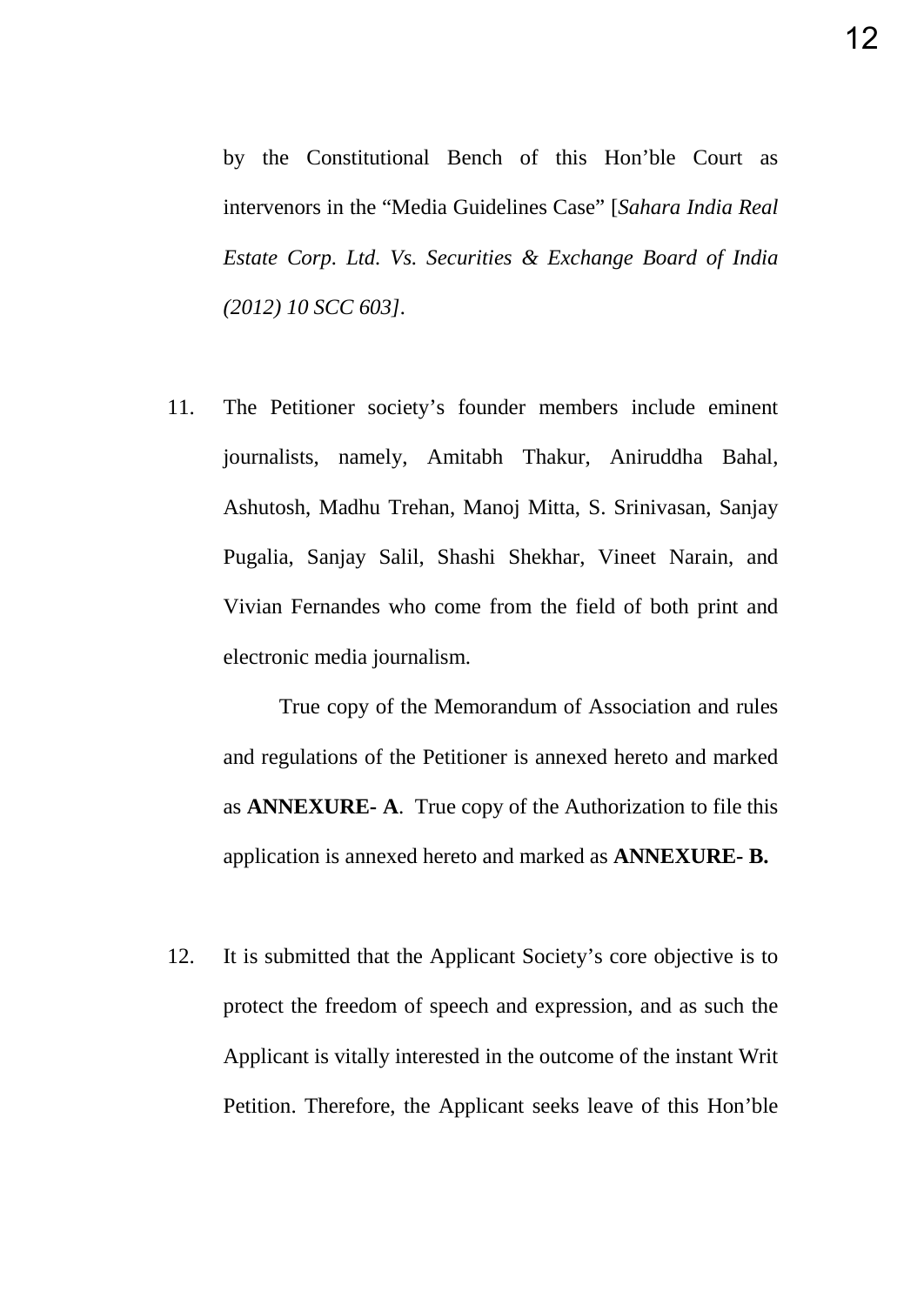by the Constitutional Bench of this Hon'ble Court as intervenors in the "Media Guidelines Case" [*Sahara India Real Estate Corp. Ltd. Vs. Securities & Exchange Board of India (2012) 10 SCC 603]*.

11. The Petitioner society's founder members include eminent journalists, namely, Amitabh Thakur, Aniruddha Bahal, Ashutosh, Madhu Trehan, Manoj Mitta, S. Srinivasan, Sanjay Pugalia, Sanjay Salil, Shashi Shekhar, Vineet Narain, and Vivian Fernandes who come from the field of both print and electronic media journalism.

    True copy of the Memorandum of Association and rules and regulations of the Petitioner is annexed hereto and marked as **ANNEXURE- A**. True copy of the Authorization to file this application is annexed hereto and marked as **ANNEXURE- B.**

12. It is submitted that the Applicant Society's core objective is to protect the freedom of speech and expression, and as such the Applicant is vitally interested in the outcome of the instant Writ Petition. Therefore, the Applicant seeks leave of this Hon'ble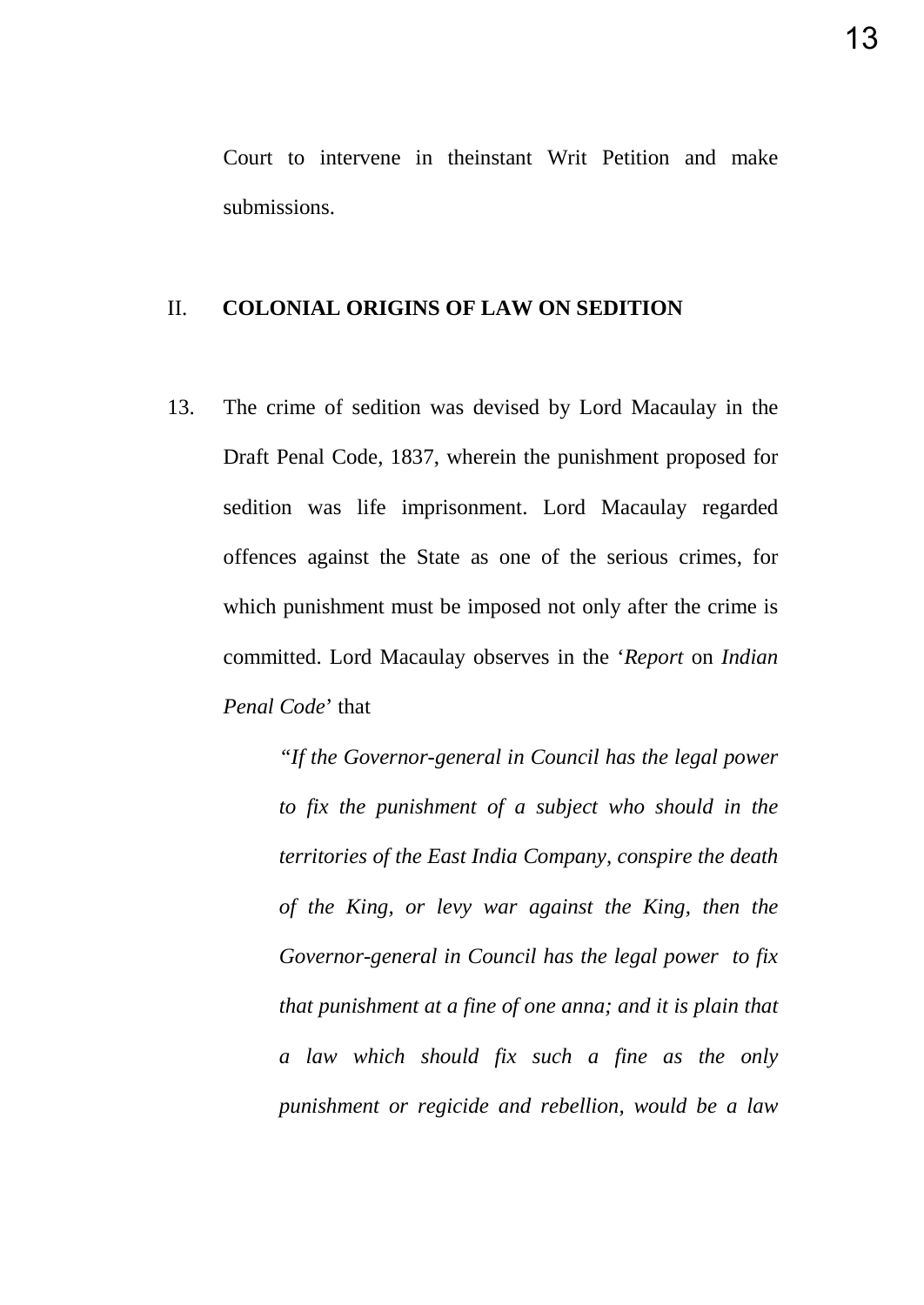Court to intervene in theinstant Writ Petition and make submissions.

## II. COLONIAL ORIGINS OF LAW ON SEDITION

13. The crime of sedition was devised by Lord Macaulay in the Draft Penal Code, 1837, wherein the punishment proposed for sedition was life imprisonment. Lord Macaulay regarded offences against the State as one of the serious crimes, for which punishment must be imposed not only after the crime is committed. Lord Macaulay observes in the '*Report* on *Indian Penal Code*' that

> *"If the Governor-general in Council has the legal power to fix the punishment of a subject who should in the territories of the East India Company, conspire the death of the King, or levy war against the King, then the Governor-general in Council has the legal power to fix that punishment at a fine of one anna; and it is plain that a law which should fix such a fine as the only punishment or regicide and rebellion, would be a law*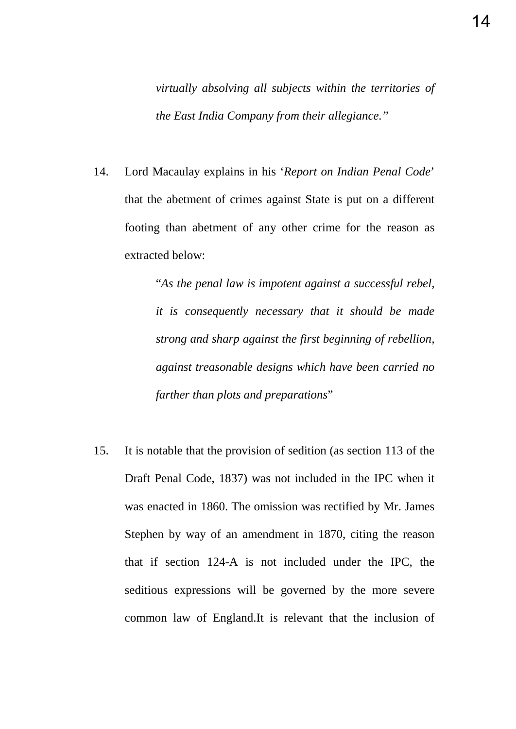> *virtually absolving all subjects within the territories of the East India Company from their allegiance."*

14. Lord Macaulay explains in his '*Report on Indian Penal Code*' that the abetment of crimes against State is put on a different footing than abetment of any other crime for the reason as extracted below:

> "*As the penal law is impotent against a successful rebel, it is consequently necessary that it should be made strong and sharp against the first beginning of rebellion, against treasonable designs which have been carried no farther than plots and preparations*"

15. It is notable that the provision of sedition (as section 113 of the Draft Penal Code, 1837) was not included in the IPC when it was enacted in 1860. The omission was rectified by Mr. James Stephen by way of an amendment in 1870, citing the reason that if section 124-A is not included under the IPC, the seditious expressions will be governed by the more severe common law of England.It is relevant that the inclusion of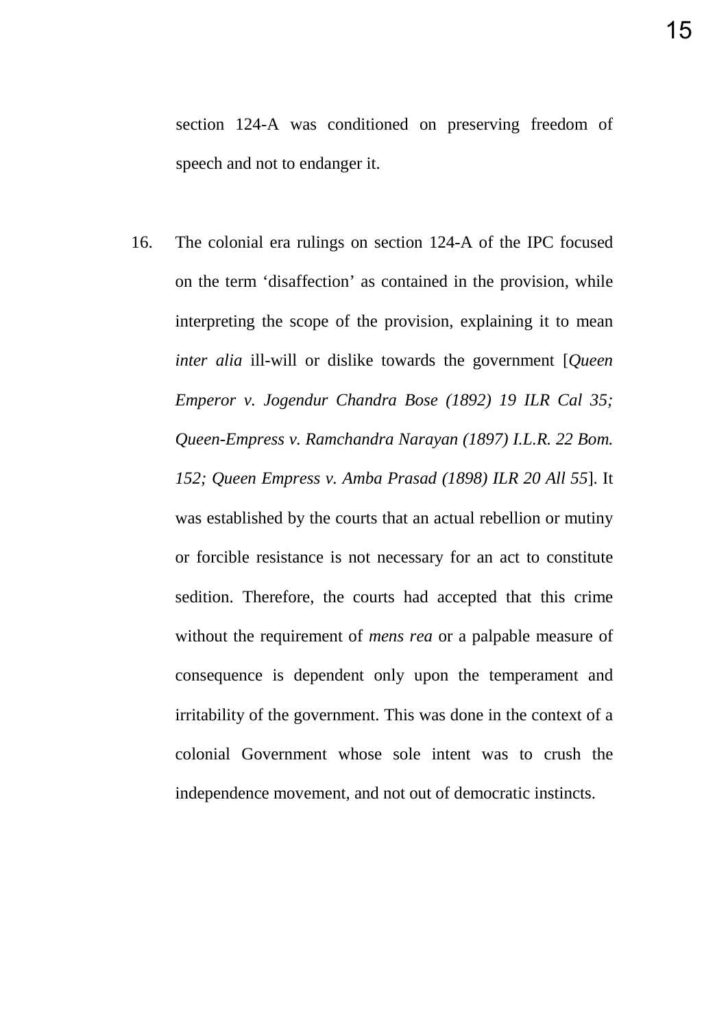section 124-A was conditioned on preserving freedom of speech and not to endanger it.

16. The colonial era rulings on section 124-A of the IPC focused on the term 'disaffection' as contained in the provision, while interpreting the scope of the provision, explaining it to mean *inter alia* ill-will or dislike towards the government [*Queen Emperor v. Jogendur Chandra Bose (1892) 19 ILR Cal 35; Queen-Empress v. Ramchandra Narayan (1897) I.L.R. 22 Bom. 152; Queen Empress v. Amba Prasad (1898) ILR 20 All 55*]. It was established by the courts that an actual rebellion or mutiny or forcible resistance is not necessary for an act to constitute sedition. Therefore, the courts had accepted that this crime without the requirement of *mens rea* or a palpable measure of consequence is dependent only upon the temperament and irritability of the government. This was done in the context of a colonial Government whose sole intent was to crush the independence movement, and not out of democratic instincts.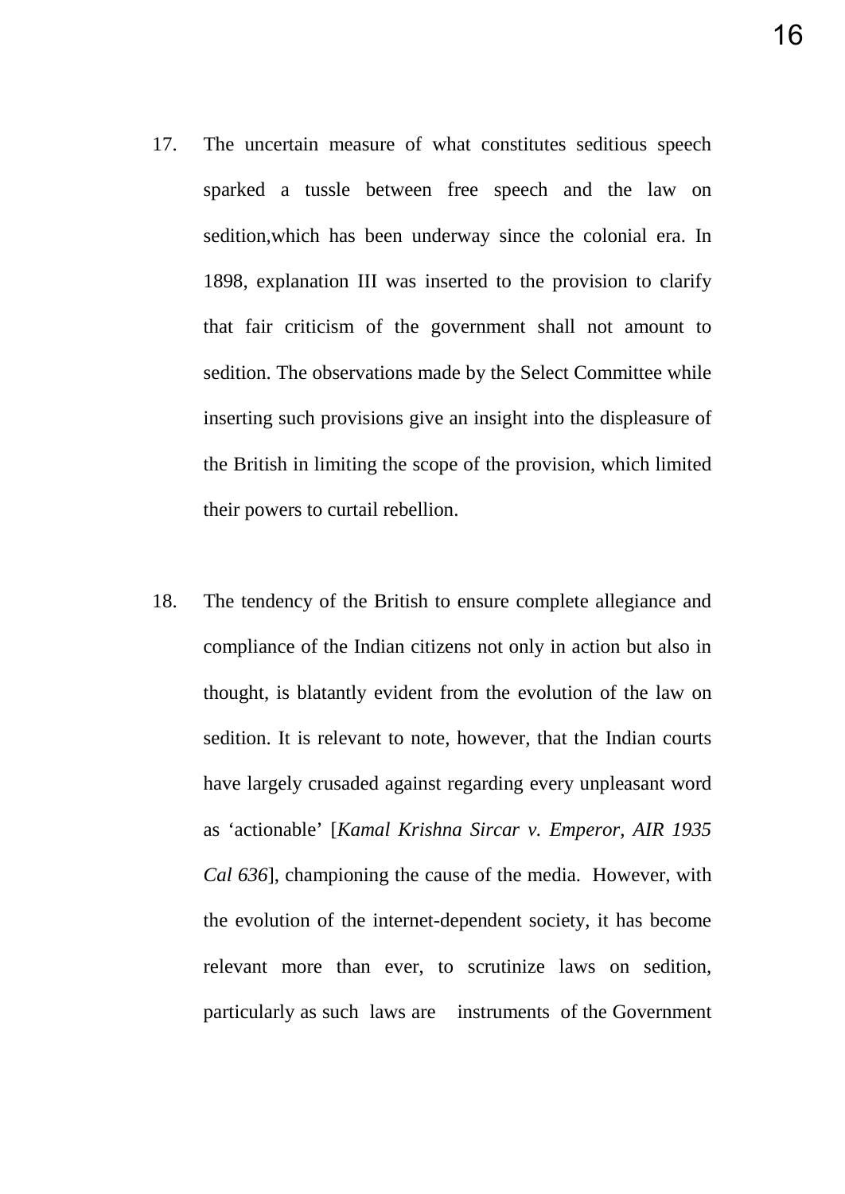17. The uncertain measure of what constitutes seditious speech sparked a tussle between free speech and the law on sedition,which has been underway since the colonial era. In 1898, explanation III was inserted to the provision to clarify that fair criticism of the government shall not amount to sedition. The observations made by the Select Committee while inserting such provisions give an insight into the displeasure of the British in limiting the scope of the provision, which limited their powers to curtail rebellion.

18. The tendency of the British to ensure complete allegiance and compliance of the Indian citizens not only in action but also in thought, is blatantly evident from the evolution of the law on sedition. It is relevant to note, however, that the Indian courts have largely crusaded against regarding every unpleasant word as 'actionable' [*Kamal Krishna Sircar v. Emperor, AIR 1935 Cal 636*], championing the cause of the media. However, with the evolution of the internet-dependent society, it has become relevant more than ever, to scrutinize laws on sedition, particularly as such laws are instruments of the Government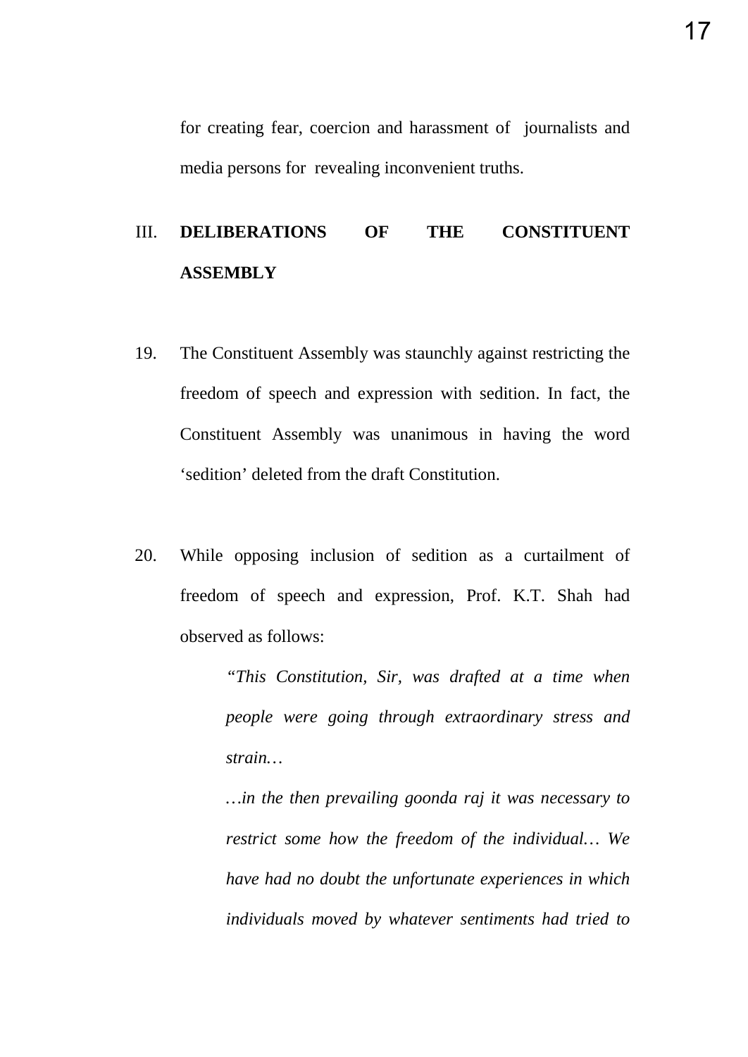for creating fear, coercion and harassment of journalists and media persons for revealing inconvenient truths.

## III. DELIBERATIONS OF THE CONSTITUENT ASSEMBLY

19. The Constituent Assembly was staunchly against restricting the freedom of speech and expression with sedition. In fact, the Constituent Assembly was unanimous in having the word 'sedition' deleted from the draft Constitution.

20. While opposing inclusion of sedition as a curtailment of freedom of speech and expression, Prof. K.T. Shah had observed as follows:

> *"This Constitution, Sir, was drafted at a time when people were going through extraordinary stress and strain…*
>
> *…in the then prevailing goonda raj it was necessary to restrict some how the freedom of the individual… We have had no doubt the unfortunate experiences in which individuals moved by whatever sentiments had tried to*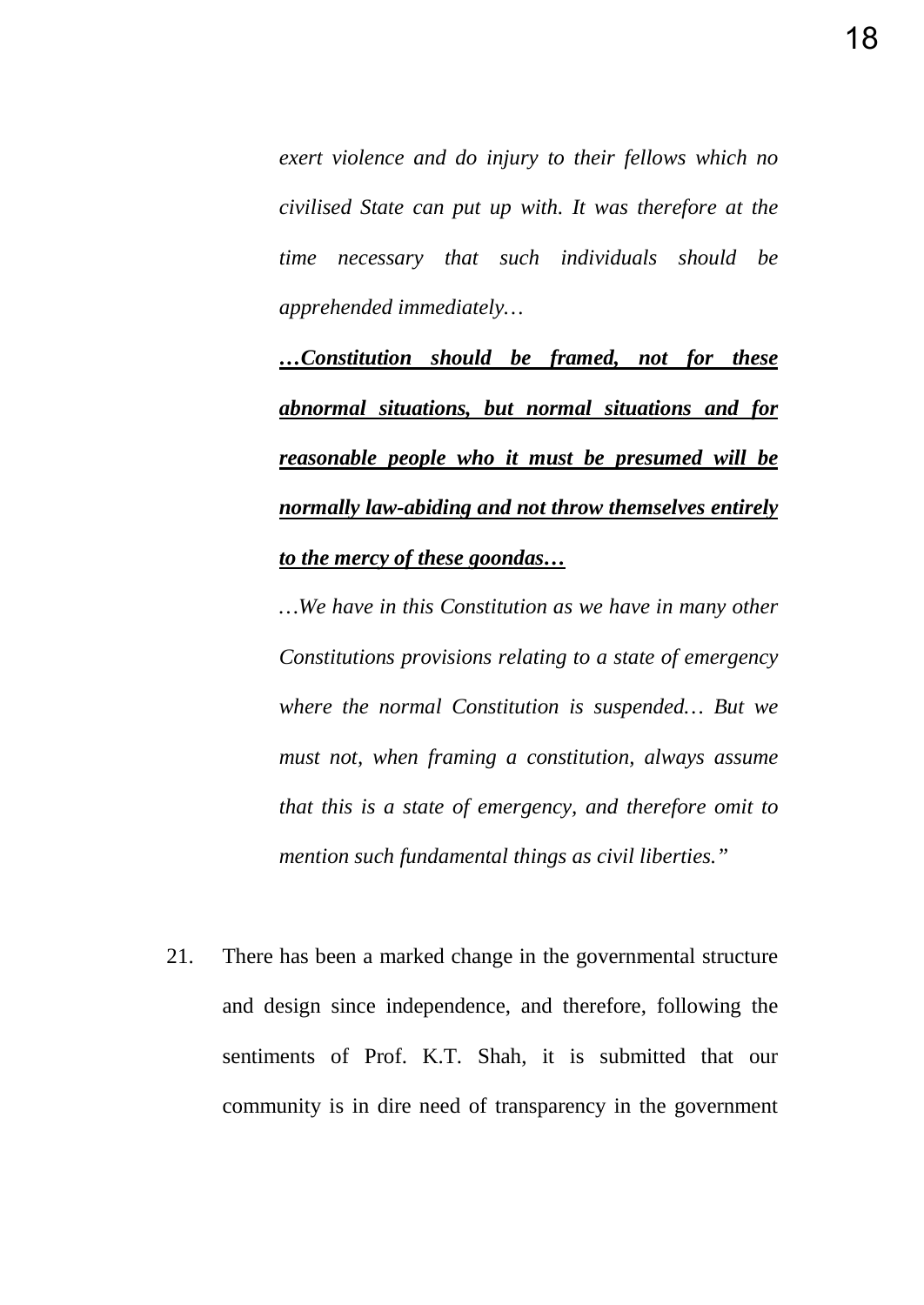*exert violence and do injury to their fellows which no civilised State can put up with. It was therefore at the time necessary that such individuals should be apprehended immediately…*

***<u>…Constitution should be framed, not for these abnormal situations, but normal situations and for reasonable people who it must be presumed will be normally law-abiding and not throw themselves entirely to the mercy of these goondas…</u>***

*…We have in this Constitution as we have in many other Constitutions provisions relating to a state of emergency where the normal Constitution is suspended… But we must not, when framing a constitution, always assume that this is a state of emergency, and therefore omit to mention such fundamental things as civil liberties.”*

21. There has been a marked change in the governmental structure and design since independence, and therefore, following the sentiments of Prof. K.T. Shah, it is submitted that our community is in dire need of transparency in the government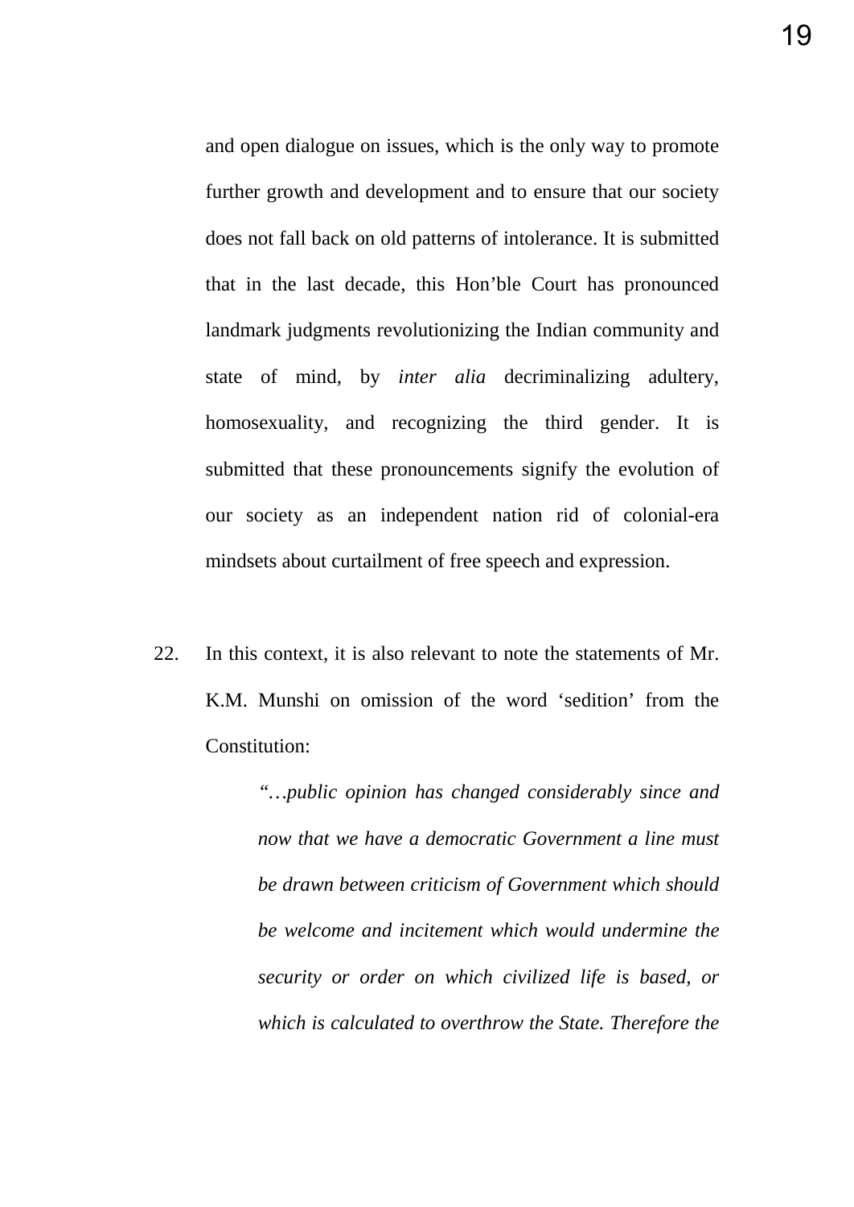and open dialogue on issues, which is the only way to promote further growth and development and to ensure that our society does not fall back on old patterns of intolerance. It is submitted that in the last decade, this Hon'ble Court has pronounced landmark judgments revolutionizing the Indian community and state of mind, by *inter alia* decriminalizing adultery, homosexuality, and recognizing the third gender. It is submitted that these pronouncements signify the evolution of our society as an independent nation rid of colonial-era mindsets about curtailment of free speech and expression.

22. In this context, it is also relevant to note the statements of Mr. K.M. Munshi on omission of the word 'sedition' from the Constitution:

> *"…public opinion has changed considerably since and now that we have a democratic Government a line must be drawn between criticism of Government which should be welcome and incitement which would undermine the security or order on which civilized life is based, or which is calculated to overthrow the State. Therefore the*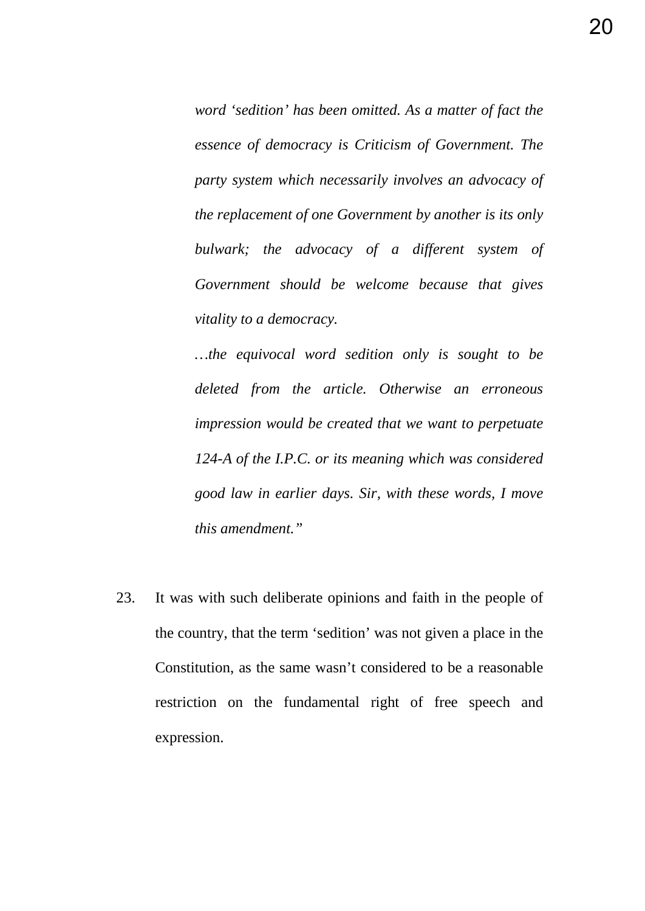> *word 'sedition' has been omitted. As a matter of fact the essence of democracy is Criticism of Government. The party system which necessarily involves an advocacy of the replacement of one Government by another is its only bulwark; the advocacy of a different system of Government should be welcome because that gives vitality to a democracy.*
>
> *…the equivocal word sedition only is sought to be deleted from the article. Otherwise an erroneous impression would be created that we want to perpetuate 124-A of the I.P.C. or its meaning which was considered good law in earlier days. Sir, with these words, I move this amendment."*

23. It was with such deliberate opinions and faith in the people of the country, that the term 'sedition' was not given a place in the Constitution, as the same wasn't considered to be a reasonable restriction on the fundamental right of free speech and expression.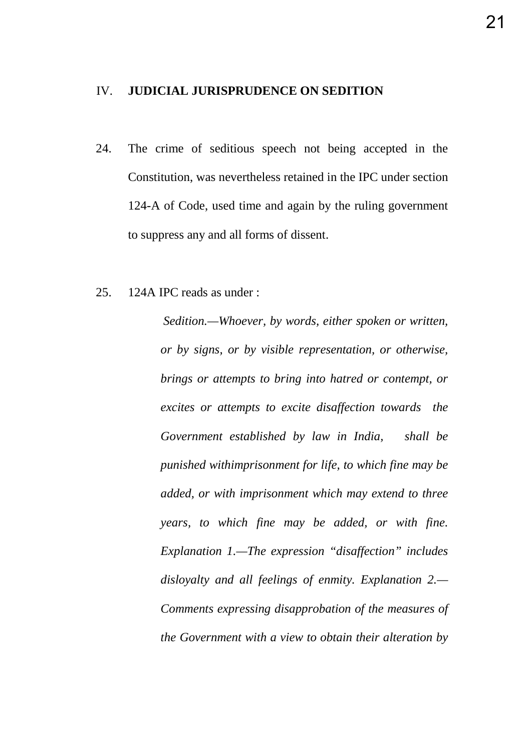## IV. JUDICIAL JURISPRUDENCE ON SEDITION

24. The crime of seditious speech not being accepted in the Constitution, was nevertheless retained in the IPC under section 124-A of Code, used time and again by the ruling government to suppress any and all forms of dissent.

25. 124A IPC reads as under :

> *Sedition.—Whoever, by words, either spoken or written, or by signs, or by visible representation, or otherwise, brings or attempts to bring into hatred or contempt, or excites or attempts to excite disaffection towards the Government established by law in India, shall be punished withimprisonment for life, to which fine may be added, or with imprisonment which may extend to three years, to which fine may be added, or with fine. Explanation 1.—The expression "disaffection" includes disloyalty and all feelings of enmity. Explanation 2.— Comments expressing disapprobation of the measures of the Government with a view to obtain their alteration by*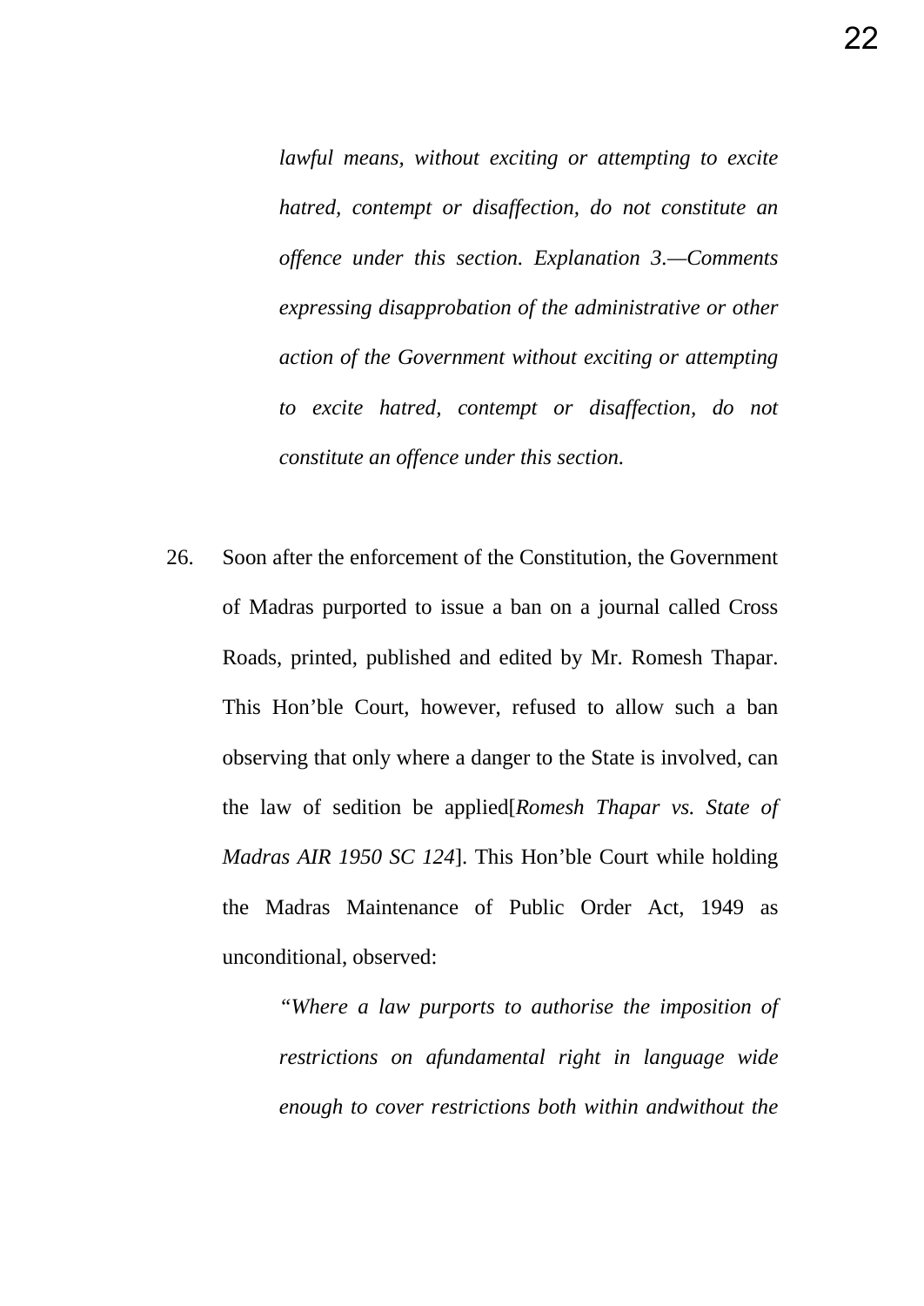*lawful means, without exciting or attempting to excite hatred, contempt or disaffection, do not constitute an offence under this section. Explanation 3.—Comments expressing disapprobation of the administrative or other action of the Government without exciting or attempting to excite hatred, contempt or disaffection, do not constitute an offence under this section.*

26. Soon after the enforcement of the Constitution, the Government of Madras purported to issue a ban on a journal called Cross Roads, printed, published and edited by Mr. Romesh Thapar. This Hon'ble Court, however, refused to allow such a ban observing that only where a danger to the State is involved, can the law of sedition be applied[*Romesh Thapar vs. State of Madras AIR 1950 SC 124*]. This Hon'ble Court while holding the Madras Maintenance of Public Order Act, 1949 as unconditional, observed:

> *"Where a law purports to authorise the imposition of restrictions on afundamental right in language wide enough to cover restrictions both within andwithout the*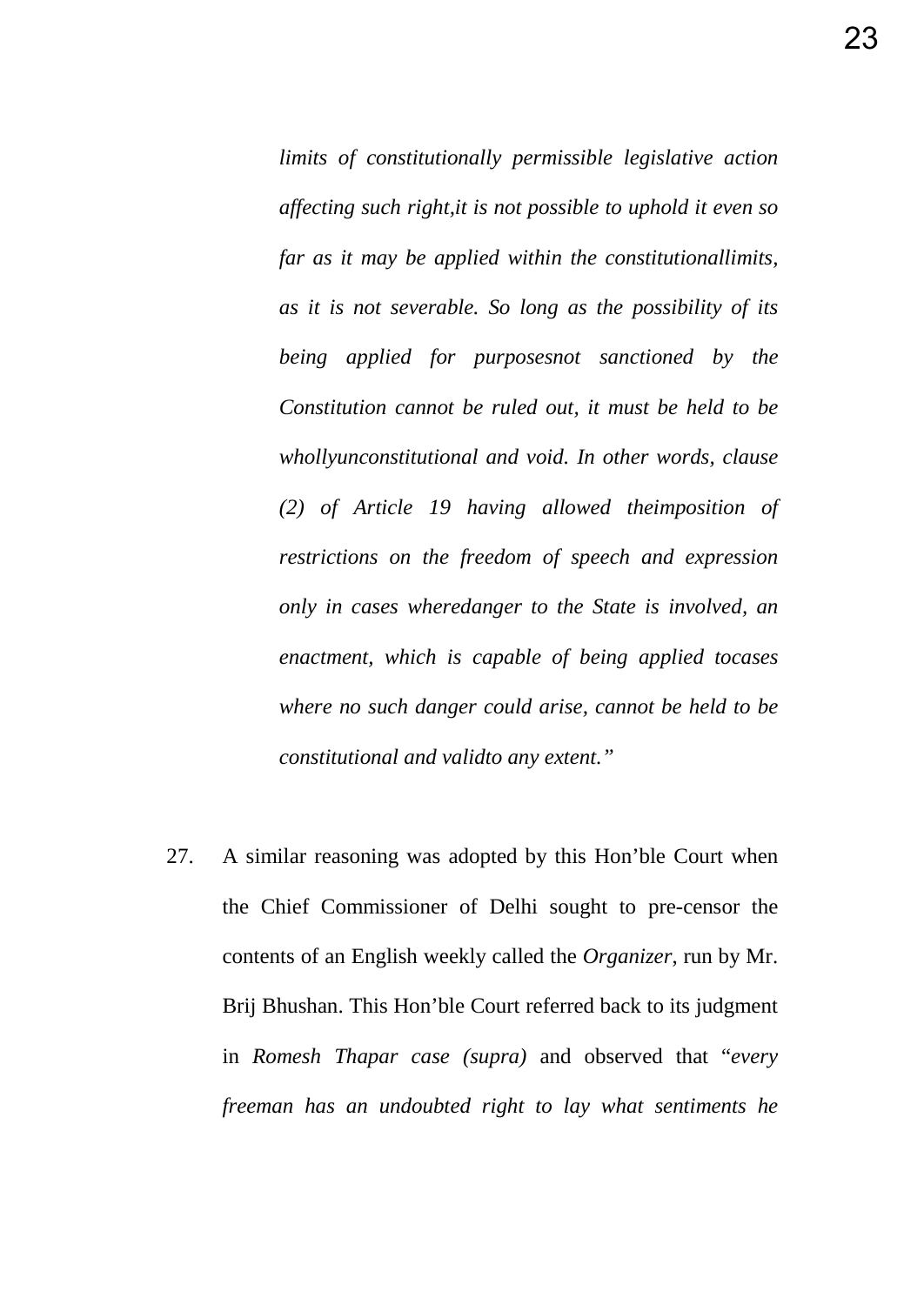> *limits of constitutionally permissible legislative action affecting such right,it is not possible to uphold it even so far as it may be applied within the constitutionallimits, as it is not severable. So long as the possibility of its being applied for purposesnot sanctioned by the Constitution cannot be ruled out, it must be held to be whollyunconstitutional and void. In other words, clause (2) of Article 19 having allowed theimposition of restrictions on the freedom of speech and expression only in cases wheredanger to the State is involved, an enactment, which is capable of being applied tocases where no such danger could arise, cannot be held to be constitutional and validto any extent."*

27. A similar reasoning was adopted by this Hon'ble Court when the Chief Commissioner of Delhi sought to pre-censor the contents of an English weekly called the *Organizer*, run by Mr. Brij Bhushan. This Hon'ble Court referred back to its judgment in *Romesh Thapar case (supra)* and observed that "*every freeman has an undoubted right to lay what sentiments he*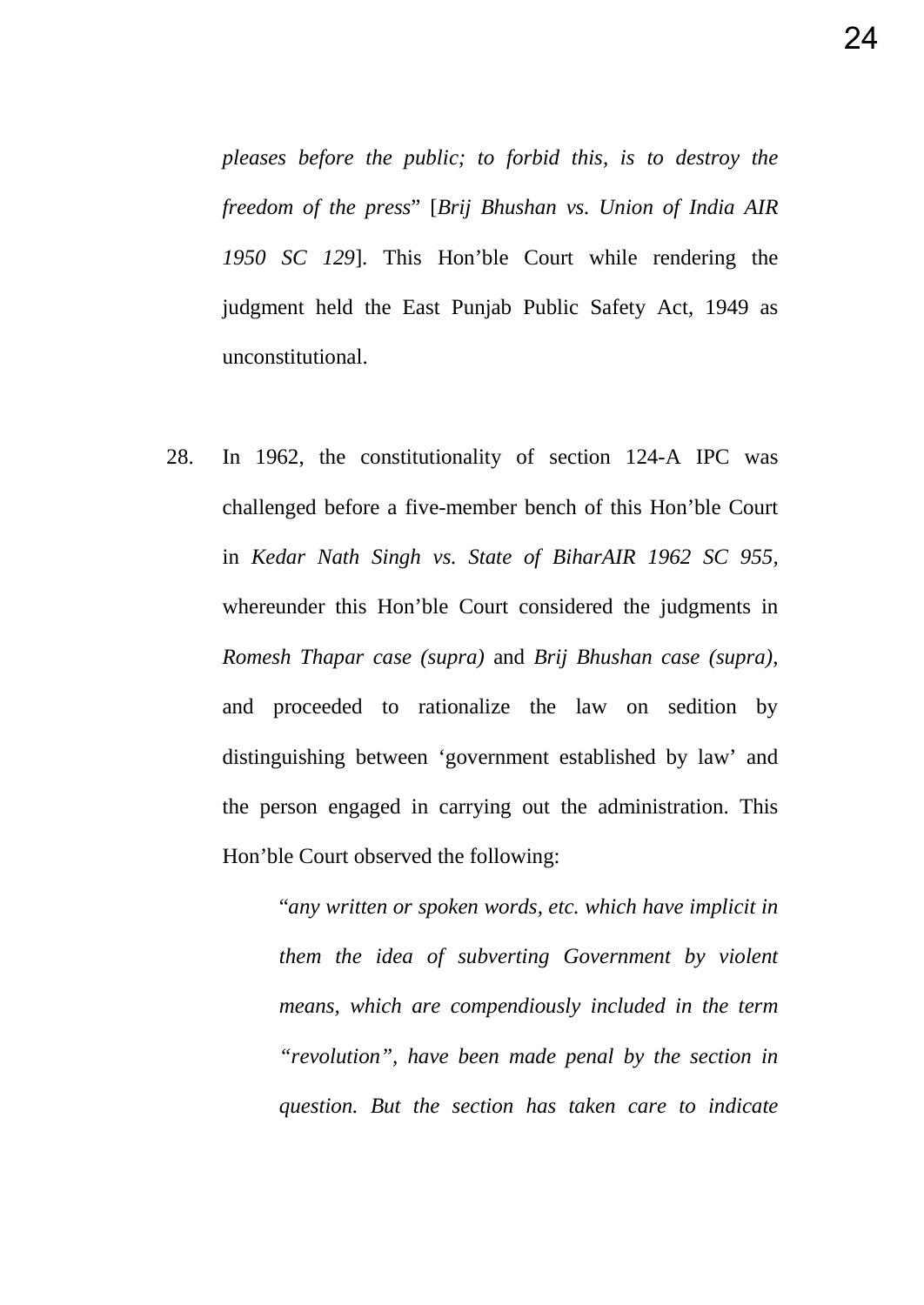*pleases before the public; to forbid this, is to destroy the freedom of the press*" [*Brij Bhushan vs. Union of India AIR 1950 SC 129*]. This Hon'ble Court while rendering the judgment held the East Punjab Public Safety Act, 1949 as unconstitutional.

28. In 1962, the constitutionality of section 124-A IPC was challenged before a five-member bench of this Hon'ble Court in *Kedar Nath Singh vs. State of BiharAIR 1962 SC 955*, whereunder this Hon'ble Court considered the judgments in *Romesh Thapar case (supra)* and *Brij Bhushan case (supra)*, and proceeded to rationalize the law on sedition by distinguishing between 'government established by law' and the person engaged in carrying out the administration. This Hon'ble Court observed the following:

> "*any written or spoken words, etc. which have implicit in them the idea of subverting Government by violent means, which are compendiously included in the term "revolution", have been made penal by the section in question. But the section has taken care to indicate*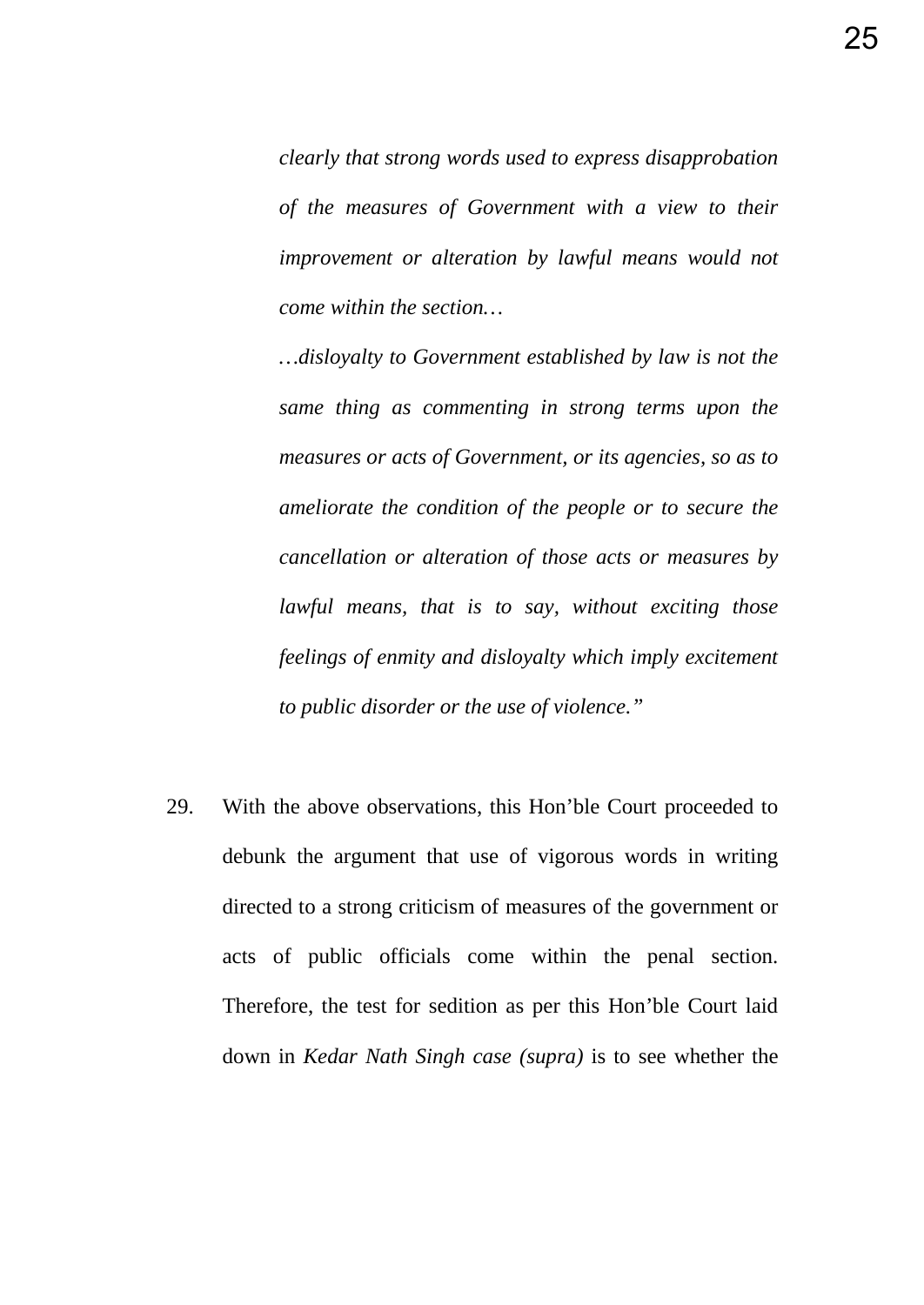> *clearly that strong words used to express disapprobation of the measures of Government with a view to their improvement or alteration by lawful means would not come within the section…*
>
> *…disloyalty to Government established by law is not the same thing as commenting in strong terms upon the measures or acts of Government, or its agencies, so as to ameliorate the condition of the people or to secure the cancellation or alteration of those acts or measures by lawful means, that is to say, without exciting those feelings of enmity and disloyalty which imply excitement to public disorder or the use of violence.”*

29. With the above observations, this Hon’ble Court proceeded to debunk the argument that use of vigorous words in writing directed to a strong criticism of measures of the government or acts of public officials come within the penal section. Therefore, the test for sedition as per this Hon’ble Court laid down in *Kedar Nath Singh case (supra)* is to see whether the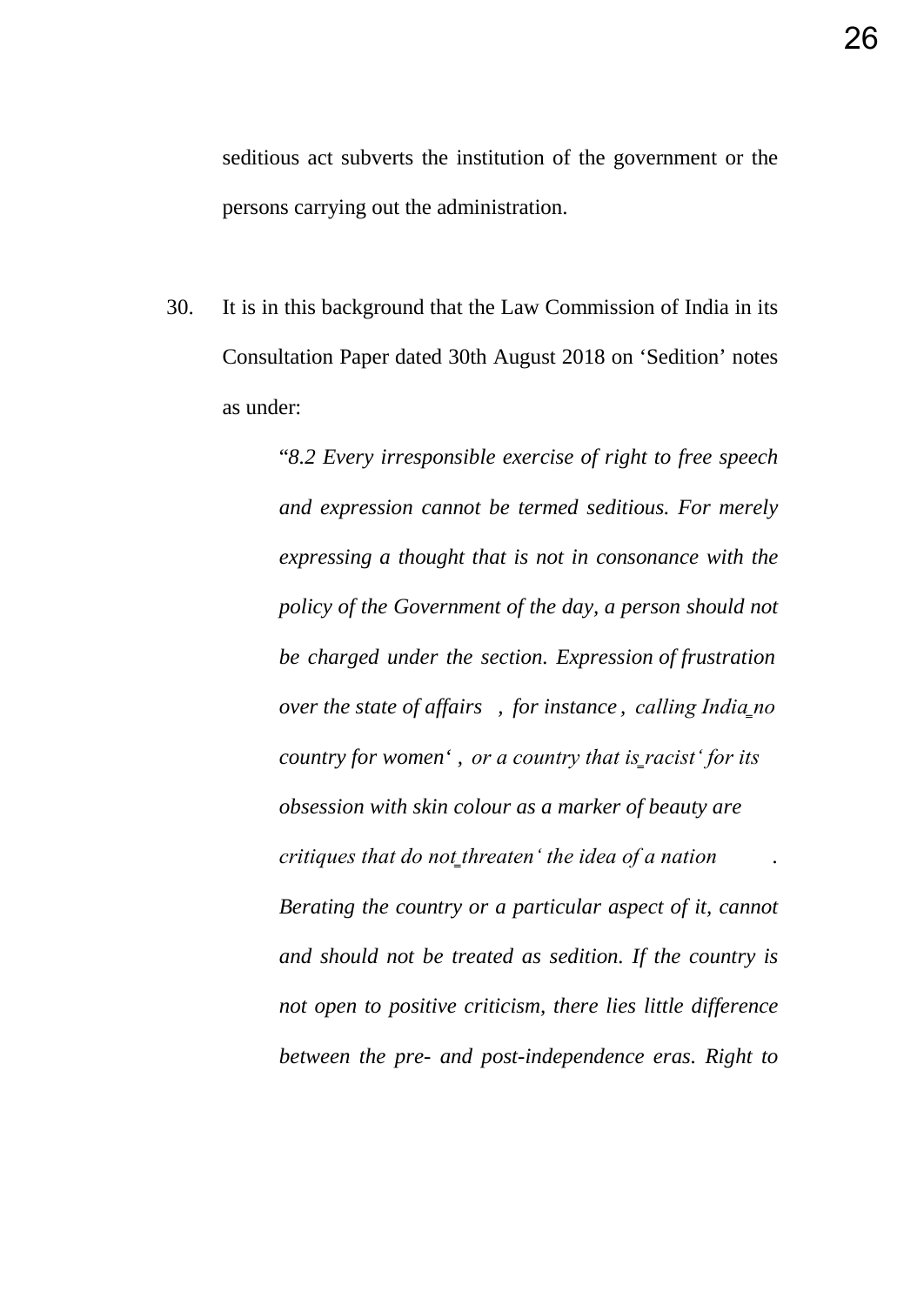seditious act subverts the institution of the government or the persons carrying out the administration.

30. It is in this background that the Law Commission of India in its Consultation Paper dated 30th August 2018 on 'Sedition' notes as under:

> "*8.2 Every irresponsible exercise of right to free speech and expression cannot be termed seditious. For merely expressing a thought that is not in consonance with the policy of the Government of the day, a person should not be charged under the section. Expression of frustration over the state of affairs, for instance, calling India 'no country for women', or a country that is 'racist' for its obsession with skin colour as a marker of beauty are critiques that do not 'threaten' the idea of a nation. Berating the country or a particular aspect of it, cannot and should not be treated as sedition. If the country is not open to positive criticism, there lies little difference between the pre- and post-independence eras. Right to*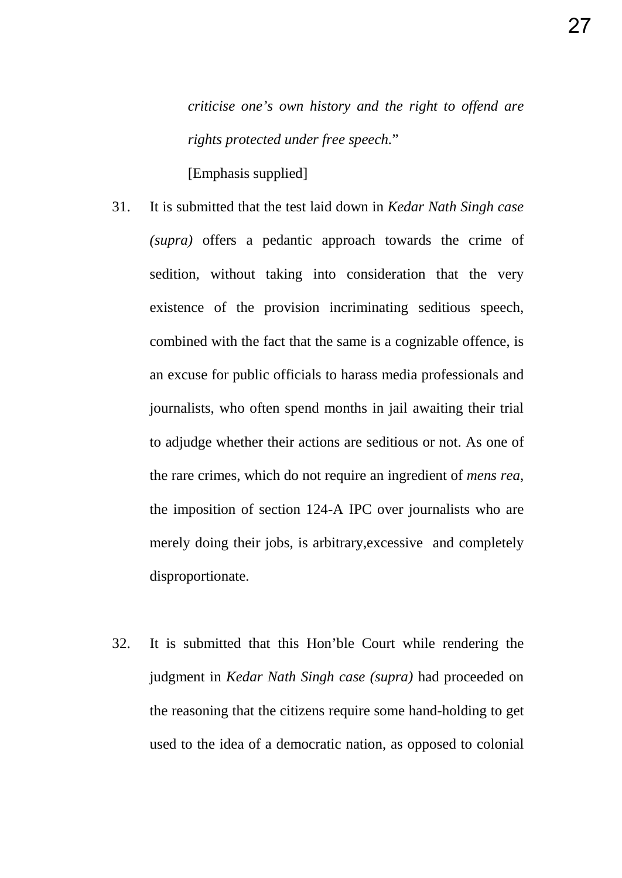*criticise one's own history and the right to offend are rights protected under free speech.*"

[Emphasis supplied]

31. It is submitted that the test laid down in *Kedar Nath Singh case (supra)* offers a pedantic approach towards the crime of sedition, without taking into consideration that the very existence of the provision incriminating seditious speech, combined with the fact that the same is a cognizable offence, is an excuse for public officials to harass media professionals and journalists, who often spend months in jail awaiting their trial to adjudge whether their actions are seditious or not. As one of the rare crimes, which do not require an ingredient of *mens rea*, the imposition of section 124-A IPC over journalists who are merely doing their jobs, is arbitrary,excessive and completely disproportionate.

32. It is submitted that this Hon'ble Court while rendering the judgment in *Kedar Nath Singh case (supra)* had proceeded on the reasoning that the citizens require some hand-holding to get used to the idea of a democratic nation, as opposed to colonial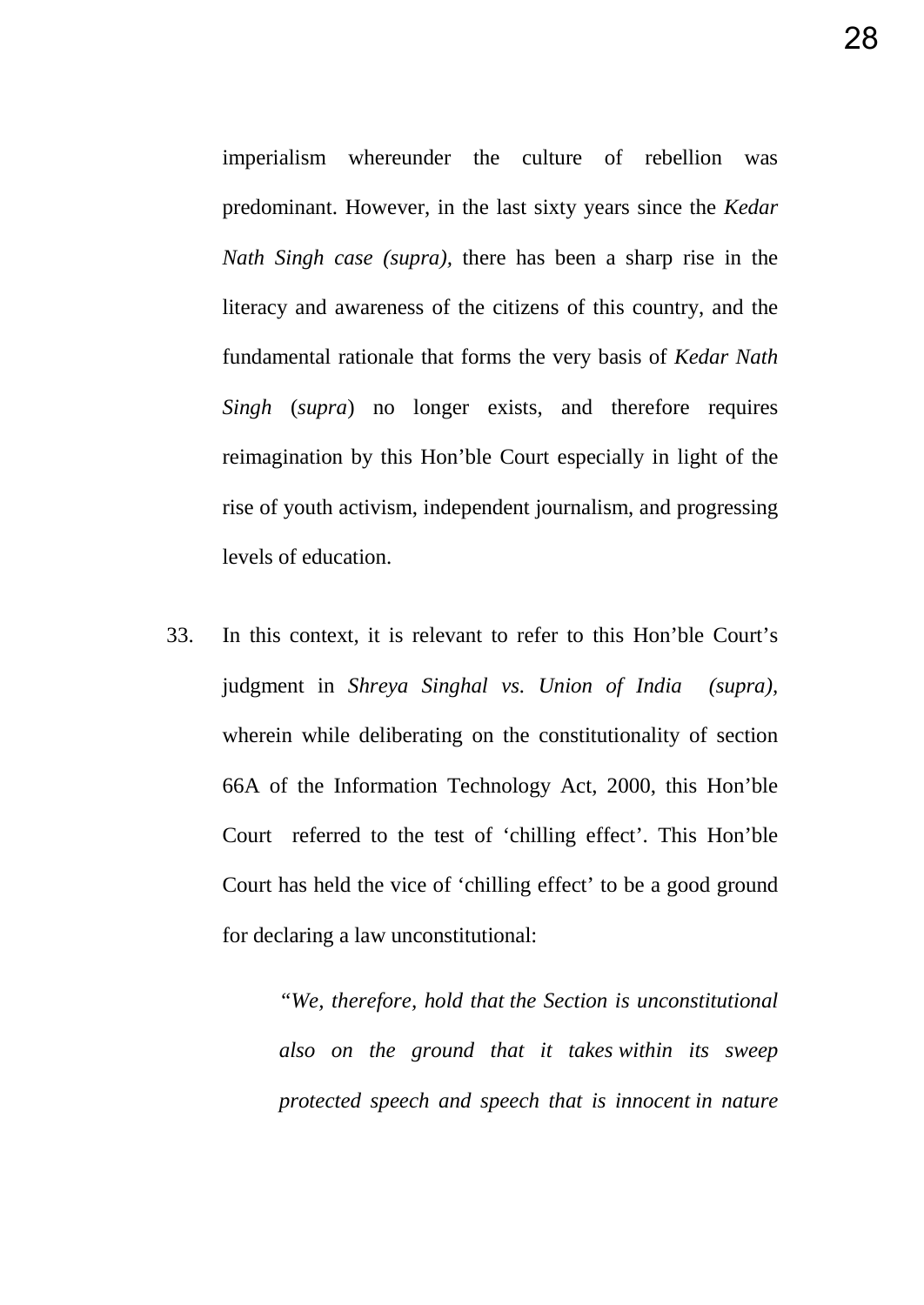imperialism whereunder the culture of rebellion was predominant. However, in the last sixty years since the *Kedar Nath Singh case (supra),* there has been a sharp rise in the literacy and awareness of the citizens of this country, and the fundamental rationale that forms the very basis of *Kedar Nath Singh* (*supra*) no longer exists, and therefore requires reimagination by this Hon'ble Court especially in light of the rise of youth activism, independent journalism, and progressing levels of education.

33. In this context, it is relevant to refer to this Hon'ble Court's judgment in *Shreya Singhal vs. Union of India (supra),* wherein while deliberating on the constitutionality of section 66A of the Information Technology Act, 2000, this Hon'ble Court referred to the test of 'chilling effect'. This Hon'ble Court has held the vice of 'chilling effect' to be a good ground for declaring a law unconstitutional:

> *"We, therefore, hold that the Section is unconstitutional also on the ground that it takes within its sweep protected speech and speech that is innocent in nature*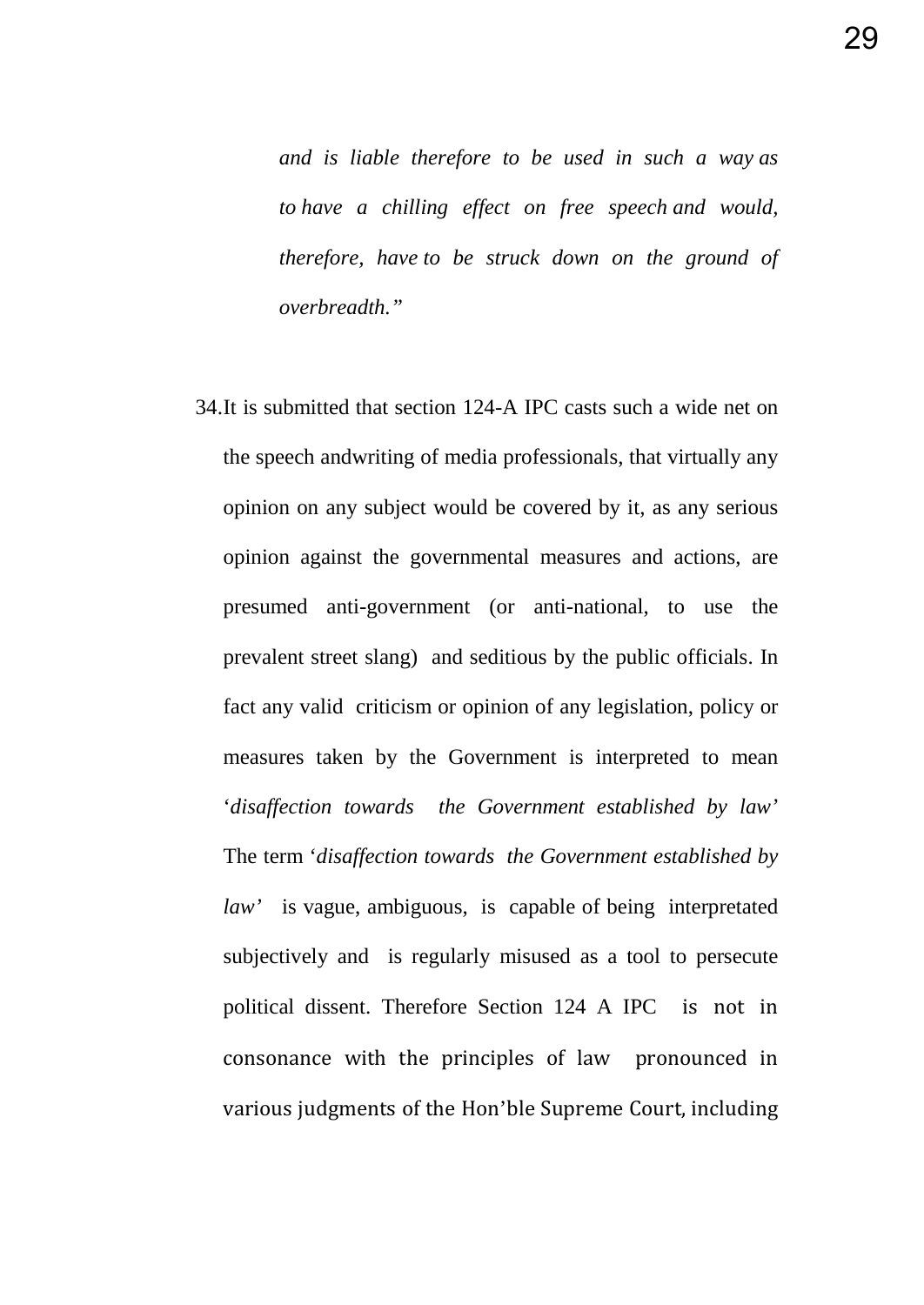> *and is liable therefore to be used in such a way as to have a chilling effect on free speech and would, therefore, have to be struck down on the ground of overbreadth."*

34. It is submitted that section 124-A IPC casts such a wide net on the speech andwriting of media professionals, that virtually any opinion on any subject would be covered by it, as any serious opinion against the governmental measures and actions, are presumed anti-government (or anti-national, to use the prevalent street slang) and seditious by the public officials. In fact any valid criticism or opinion of any legislation, policy or measures taken by the Government is interpreted to mean '*disaffection towards the Government established by law*' The term '*disaffection towards the Government established by law*' is vague, ambiguous, is capable of being interpretated subjectively and is regularly misused as a tool to persecute political dissent. Therefore Section 124 A IPC is not in consonance with the principles of law pronounced in various judgments of the Hon'ble Supreme Court, including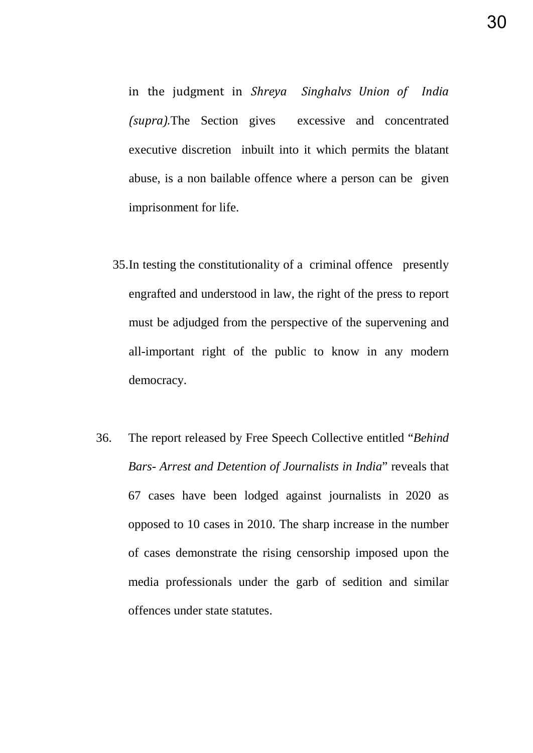in the judgment in *Shreya Singhalvs Union of India (supra).*The Section gives excessive and concentrated executive discretion inbuilt into it which permits the blatant abuse, is a non bailable offence where a person can be given imprisonment for life.

35. In testing the constitutionality of a criminal offence presently engrafted and understood in law, the right of the press to report must be adjudged from the perspective of the supervening and all-important right of the public to know in any modern democracy.

36. The report released by Free Speech Collective entitled "*Behind Bars- Arrest and Detention of Journalists in India*" reveals that 67 cases have been lodged against journalists in 2020 as opposed to 10 cases in 2010. The sharp increase in the number of cases demonstrate the rising censorship imposed upon the media professionals under the garb of sedition and similar offences under state statutes.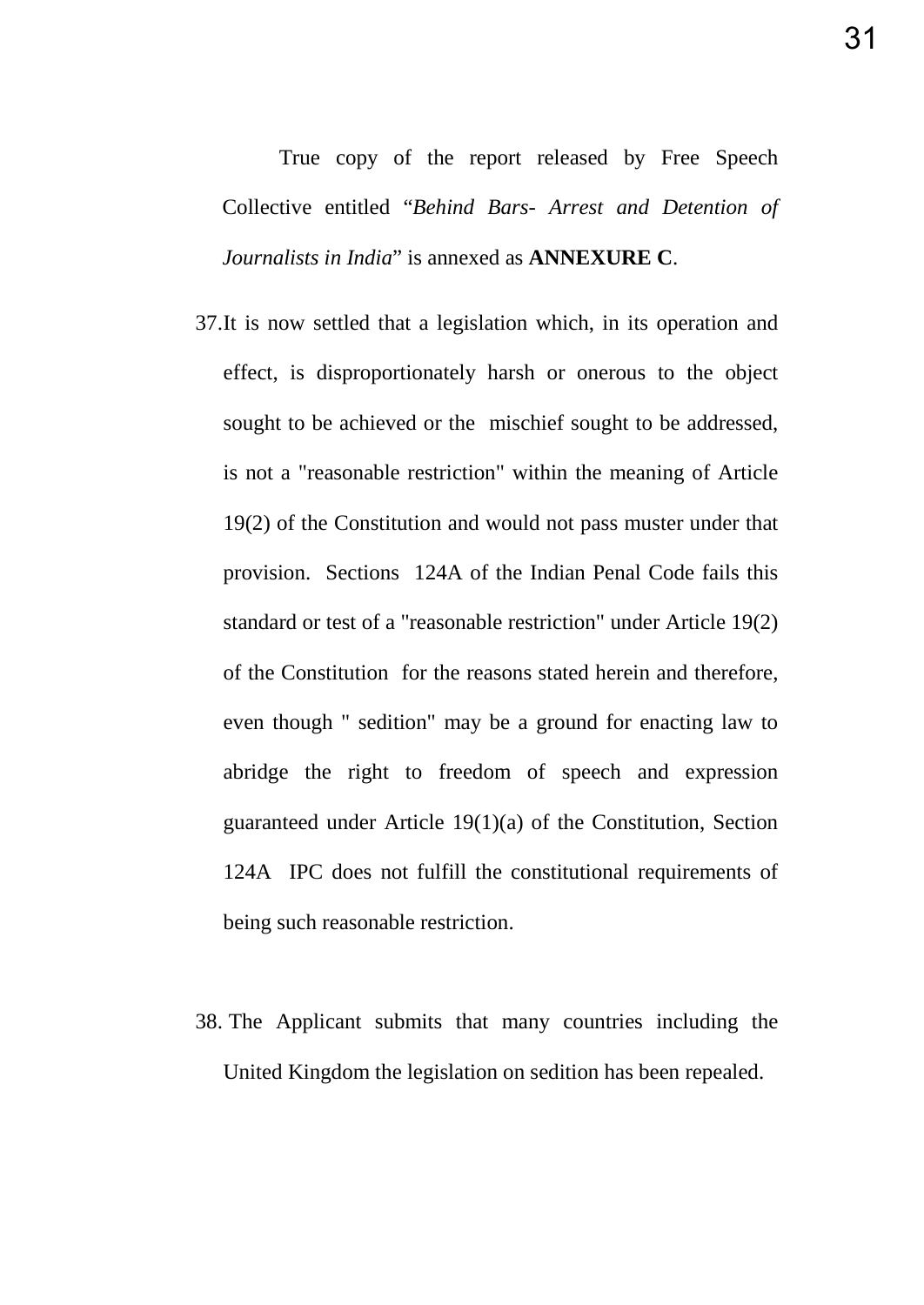True copy of the report released by Free Speech Collective entitled "*Behind Bars- Arrest and Detention of Journalists in India*" is annexed as **ANNEXURE C**.

37. It is now settled that a legislation which, in its operation and effect, is disproportionately harsh or onerous to the object sought to be achieved or the mischief sought to be addressed, is not a "reasonable restriction" within the meaning of Article 19(2) of the Constitution and would not pass muster under that provision. Sections 124A of the Indian Penal Code fails this standard or test of a "reasonable restriction" under Article 19(2) of the Constitution for the reasons stated herein and therefore, even though " sedition" may be a ground for enacting law to abridge the right to freedom of speech and expression guaranteed under Article 19(1)(a) of the Constitution, Section 124A IPC does not fulfill the constitutional requirements of being such reasonable restriction.

38. The Applicant submits that many countries including the United Kingdom the legislation on sedition has been repealed.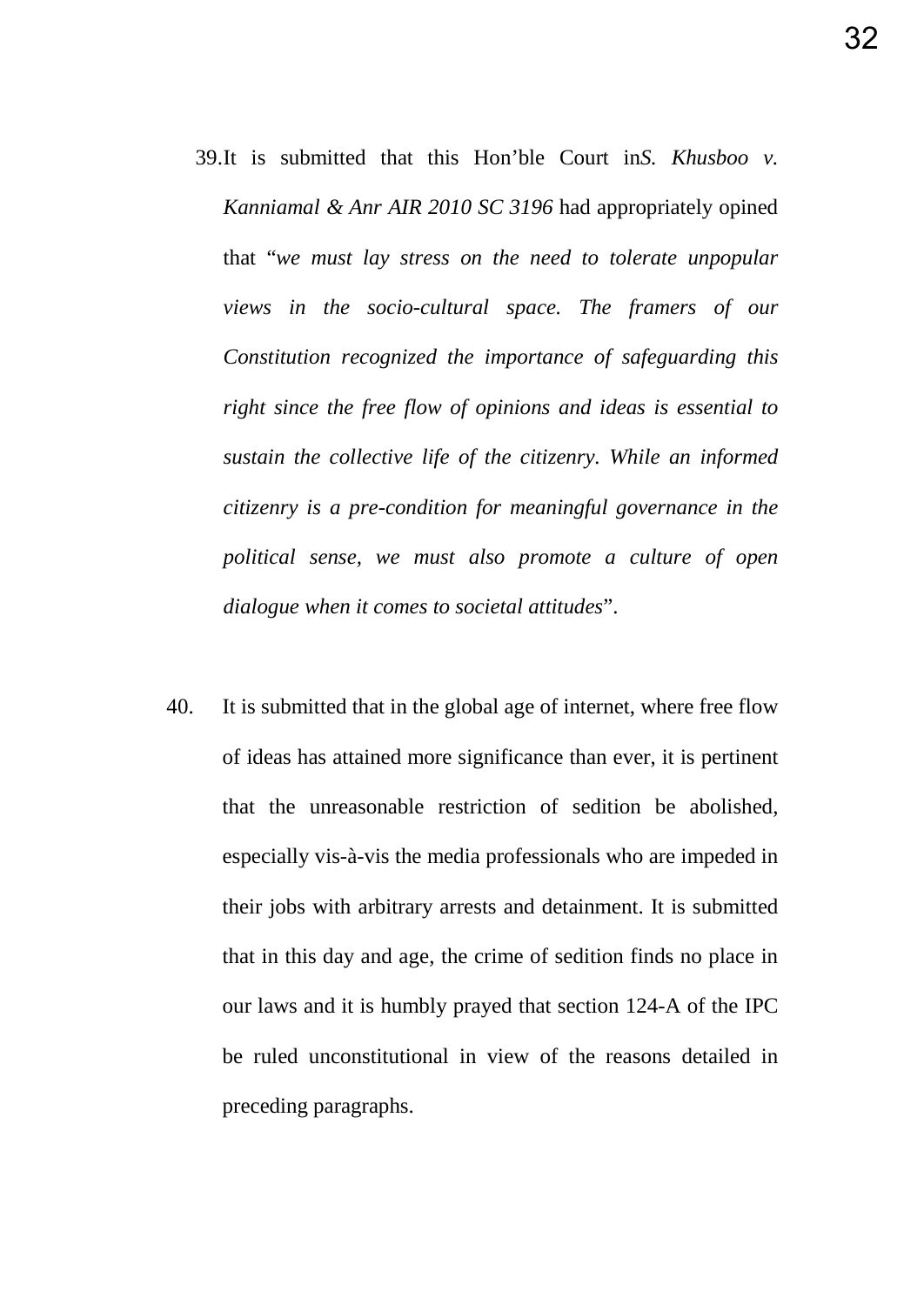39. It is submitted that this Hon'ble Court in*S. Khusboo v. Kanniamal & Anr AIR 2010 SC 3196* had appropriately opined that "*we must lay stress on the need to tolerate unpopular views in the socio-cultural space. The framers of our Constitution recognized the importance of safeguarding this right since the free flow of opinions and ideas is essential to sustain the collective life of the citizenry. While an informed citizenry is a pre-condition for meaningful governance in the political sense, we must also promote a culture of open dialogue when it comes to societal attitudes*".

40. It is submitted that in the global age of internet, where free flow of ideas has attained more significance than ever, it is pertinent that the unreasonable restriction of sedition be abolished, especially vis-à-vis the media professionals who are impeded in their jobs with arbitrary arrests and detainment. It is submitted that in this day and age, the crime of sedition finds no place in our laws and it is humbly prayed that section 124-A of the IPC be ruled unconstitutional in view of the reasons detailed in preceding paragraphs.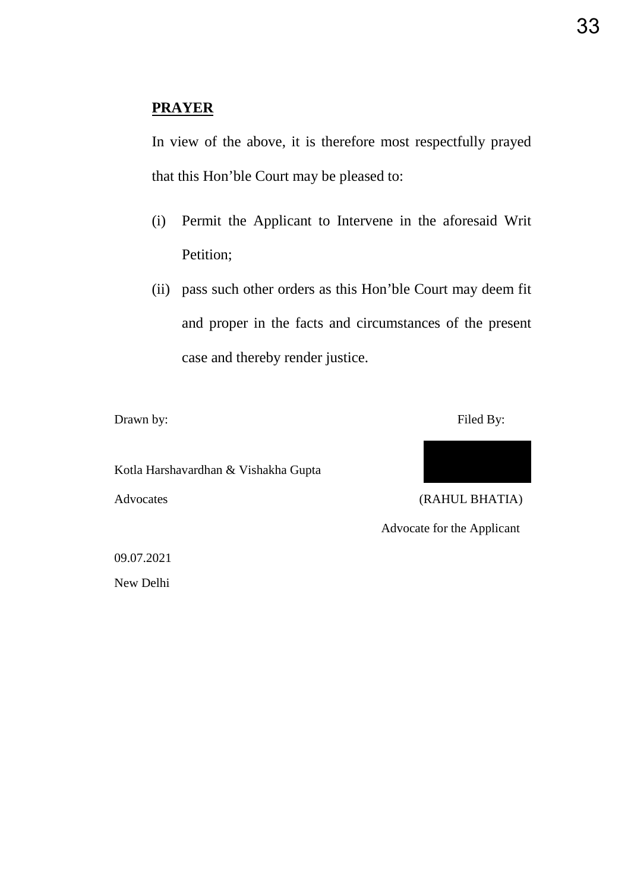**PRAYER**

In view of the above, it is therefore most respectfully prayed that this Hon'ble Court may be pleased to:

(i) Permit the Applicant to Intervene in the aforesaid Writ Petition;

(ii) pass such other orders as this Hon'ble Court may deem fit and proper in the facts and circumstances of the present case and thereby render justice.

Drawn by:

Kotla Harshavardhan & Vishakha Gupta

Advocates

Filed By:

(RAHUL BHATIA)

Advocate for the Applicant

09.07.2021

New Delhi